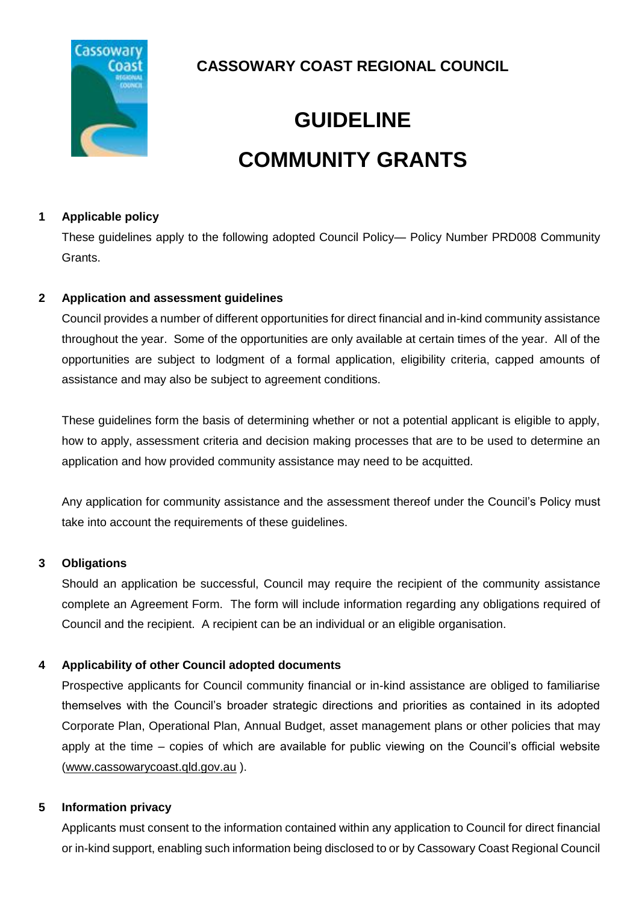**CASSOWARY COAST REGIONAL COUNCIL**

# GUIDELINE

# COMMUNITY GRANTS

## 1 Applicable policy

These guidelines apply to the following adopted Council Policy— Policy Number PRD008 Community Grants.

## 2 Application and assessment guidelines

Council provides a number of different opportunities for direct financial and in-kind community assistance throughout the year. Some of the opportunities are only available at certain times of the year. All of the opportunities are subject to lodgment of a formal application, eligibility criteria, capped amounts of assistance and may also be subject to agreement conditions.

These guidelines form the basis of determining whether or not a potential applicant is eligible to apply, how to apply, assessment criteria and decision making processes that are to be used to determine an application and how provided community assistance may need to be acquitted.

Any application for community assistance and the assessment thereof under the Council's Policy must take into account the requirements of these guidelines.

## 3 Obligations

Should an application be successful, Council may require the recipient of the community assistance complete an Agreement Form. The form will include information regarding any obligations required of Council and the recipient. A recipient can be an individual or an eligible organisation.

## 4 Applicability of other Council adopted documents

Prospective applicants for Council community financial or in-kind assistance are obliged to familiarise themselves with the Council's broader strategic directions and priorities as contained in its adopted Corporate Plan, Operational Plan, Annual Budget, asset management plans or other policies that may apply at the time – copies of which are available for public viewing on the Council's official website (www.cassowarycoast.qld.gov.au ).

## 5 Information privacy

Applicants must consent to the information contained within any application to Council for direct financial or in-kind support, enabling such information being disclosed to or by Cassowary Coast Regional Council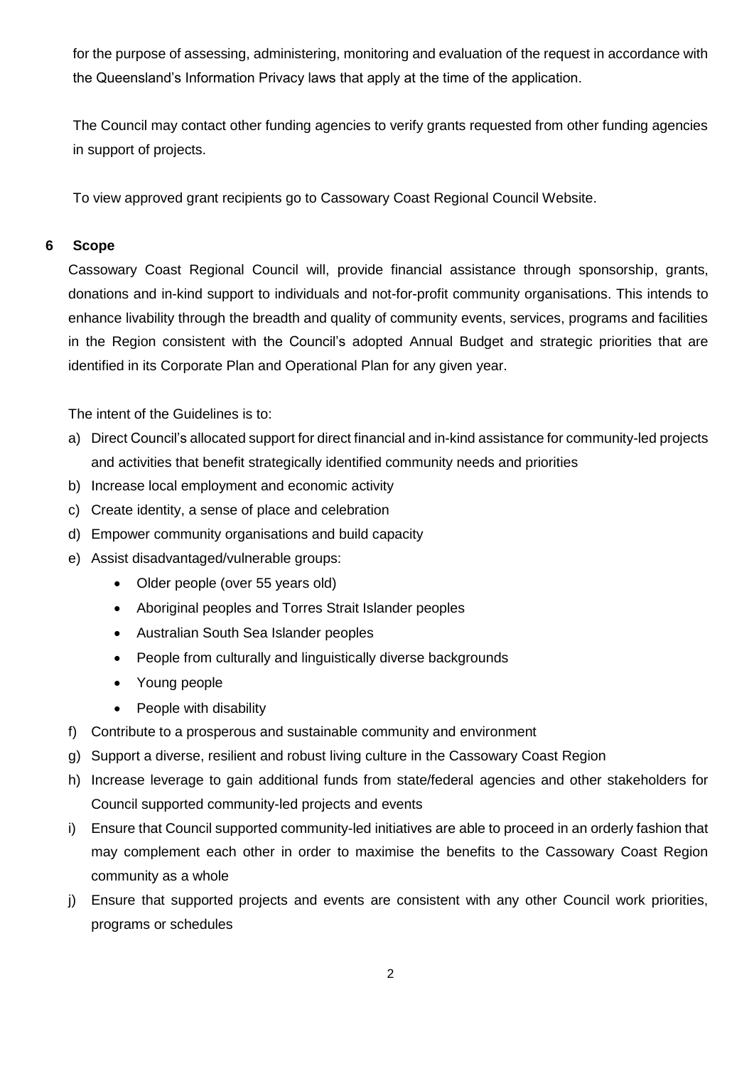for the purpose of assessing, administering, monitoring and evaluation of the request in accordance with the Queensland's Information Privacy laws that apply at the time of the application.

The Council may contact other funding agencies to verify grants requested from other funding agencies in support of projects.

To view approved grant recipients go to Cassowary Coast Regional Council Website.

## 6 Scope

Cassowary Coast Regional Council will, provide financial assistance through sponsorship, grants, donations and in-kind support to individuals and not-for-profit community organisations. This intends to enhance livability through the breadth and quality of community events, services, programs and facilities in the Region consistent with the Council's adopted Annual Budget and strategic priorities that are identified in its Corporate Plan and Operational Plan for any given year.

The intent of the Guidelines is to:

a) Direct Council's allocated support for direct financial and in-kind assistance for community-led projects and activities that benefit strategically identified community needs and priorities
b) Increase local employment and economic activity
c) Create identity, a sense of place and celebration
d) Empower community organisations and build capacity
e) Assist disadvantaged/vulnerable groups:
    - Older people (over 55 years old)
    - Aboriginal peoples and Torres Strait Islander peoples
    - Australian South Sea Islander peoples
    - People from culturally and linguistically diverse backgrounds
    - Young people
    - People with disability
f) Contribute to a prosperous and sustainable community and environment
g) Support a diverse, resilient and robust living culture in the Cassowary Coast Region
h) Increase leverage to gain additional funds from state/federal agencies and other stakeholders for Council supported community-led projects and events
i) Ensure that Council supported community-led initiatives are able to proceed in an orderly fashion that may complement each other in order to maximise the benefits to the Cassowary Coast Region community as a whole
j) Ensure that supported projects and events are consistent with any other Council work priorities, programs or schedules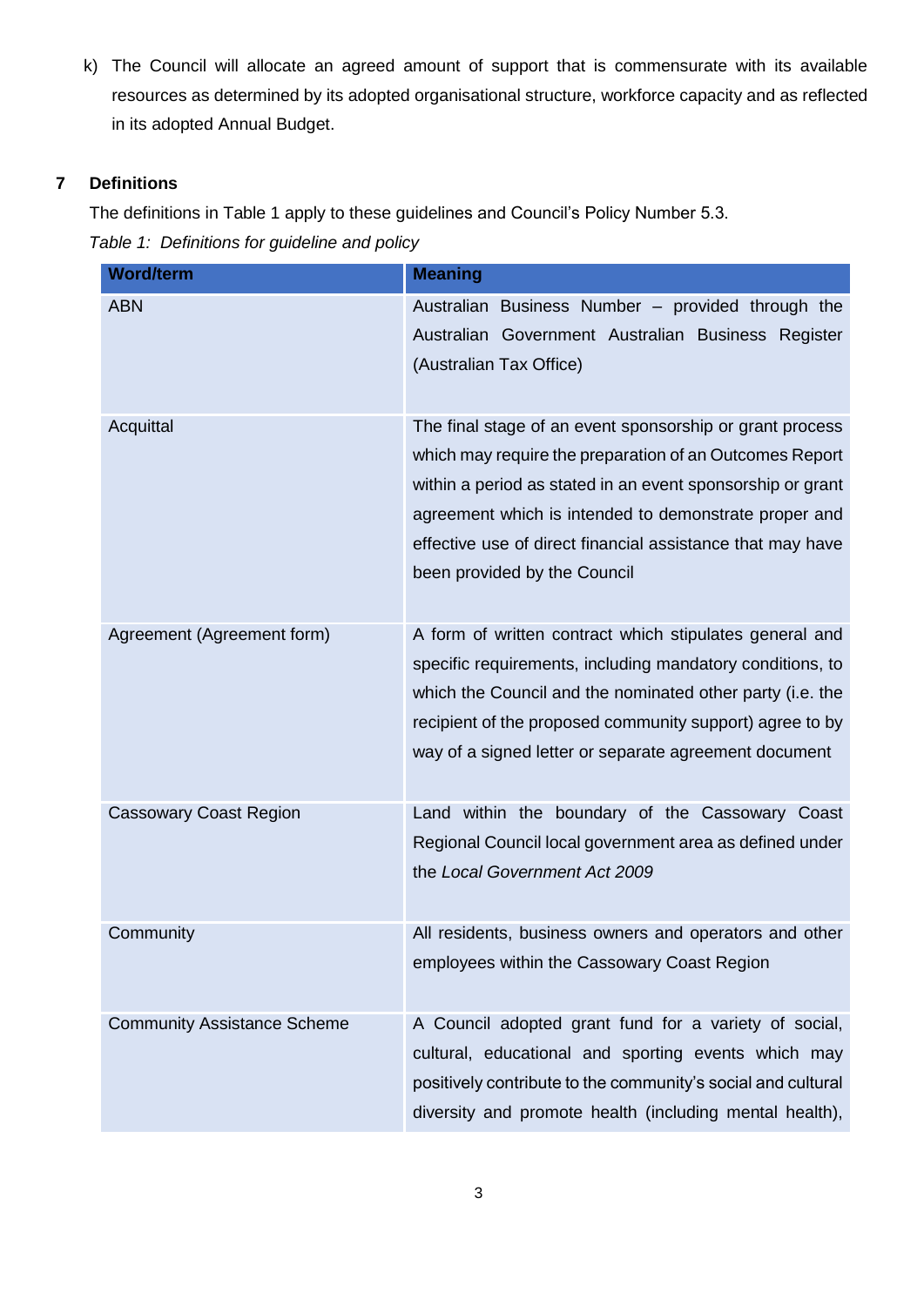k) The Council will allocate an agreed amount of support that is commensurate with its available resources as determined by its adopted organisational structure, workforce capacity and as reflected in its adopted Annual Budget.

## 7 Definitions

The definitions in Table 1 apply to these guidelines and Council's Policy Number 5.3.

*Table 1: Definitions for guideline and policy*

| Word/term | Meaning |
|---|---|
| ABN | Australian Business Number – provided through the Australian Government Australian Business Register (Australian Tax Office) |
| Acquittal | The final stage of an event sponsorship or grant process which may require the preparation of an Outcomes Report within a period as stated in an event sponsorship or grant agreement which is intended to demonstrate proper and effective use of direct financial assistance that may have been provided by the Council |
| Agreement (Agreement form) | A form of written contract which stipulates general and specific requirements, including mandatory conditions, to which the Council and the nominated other party (i.e. the recipient of the proposed community support) agree to by way of a signed letter or separate agreement document |
| Cassowary Coast Region | Land within the boundary of the Cassowary Coast Regional Council local government area as defined under the *Local Government Act 2009* |
| Community | All residents, business owners and operators and other employees within the Cassowary Coast Region |
| Community Assistance Scheme | A Council adopted grant fund for a variety of social, cultural, educational and sporting events which may positively contribute to the community's social and cultural diversity and promote health (including mental health), |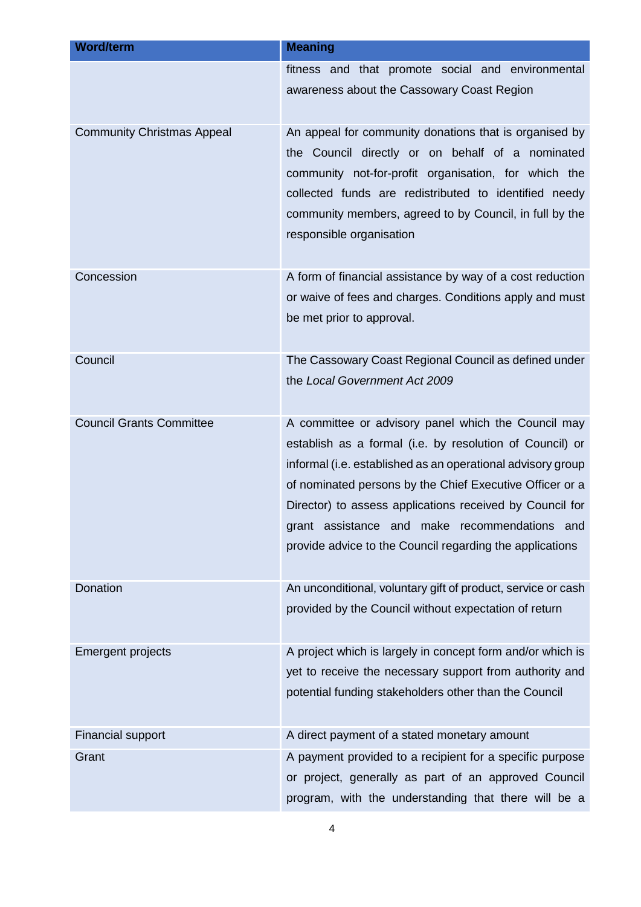| Word/term | Meaning |
|---|---|
| | fitness and that promote social and environmental awareness about the Cassowary Coast Region |
| Community Christmas Appeal | An appeal for community donations that is organised by the Council directly or on behalf of a nominated community not-for-profit organisation, for which the collected funds are redistributed to identified needy community members, agreed to by Council, in full by the responsible organisation |
| Concession | A form of financial assistance by way of a cost reduction or waive of fees and charges. Conditions apply and must be met prior to approval. |
| Council | The Cassowary Coast Regional Council as defined under the *Local Government Act 2009* |
| Council Grants Committee | A committee or advisory panel which the Council may establish as a formal (i.e. by resolution of Council) or informal (i.e. established as an operational advisory group of nominated persons by the Chief Executive Officer or a Director) to assess applications received by Council for grant assistance and make recommendations and provide advice to the Council regarding the applications |
| Donation | An unconditional, voluntary gift of product, service or cash provided by the Council without expectation of return |
| Emergent projects | A project which is largely in concept form and/or which is yet to receive the necessary support from authority and potential funding stakeholders other than the Council |
| Financial support | A direct payment of a stated monetary amount |
| Grant | A payment provided to a recipient for a specific purpose or project, generally as part of an approved Council program, with the understanding that there will be a |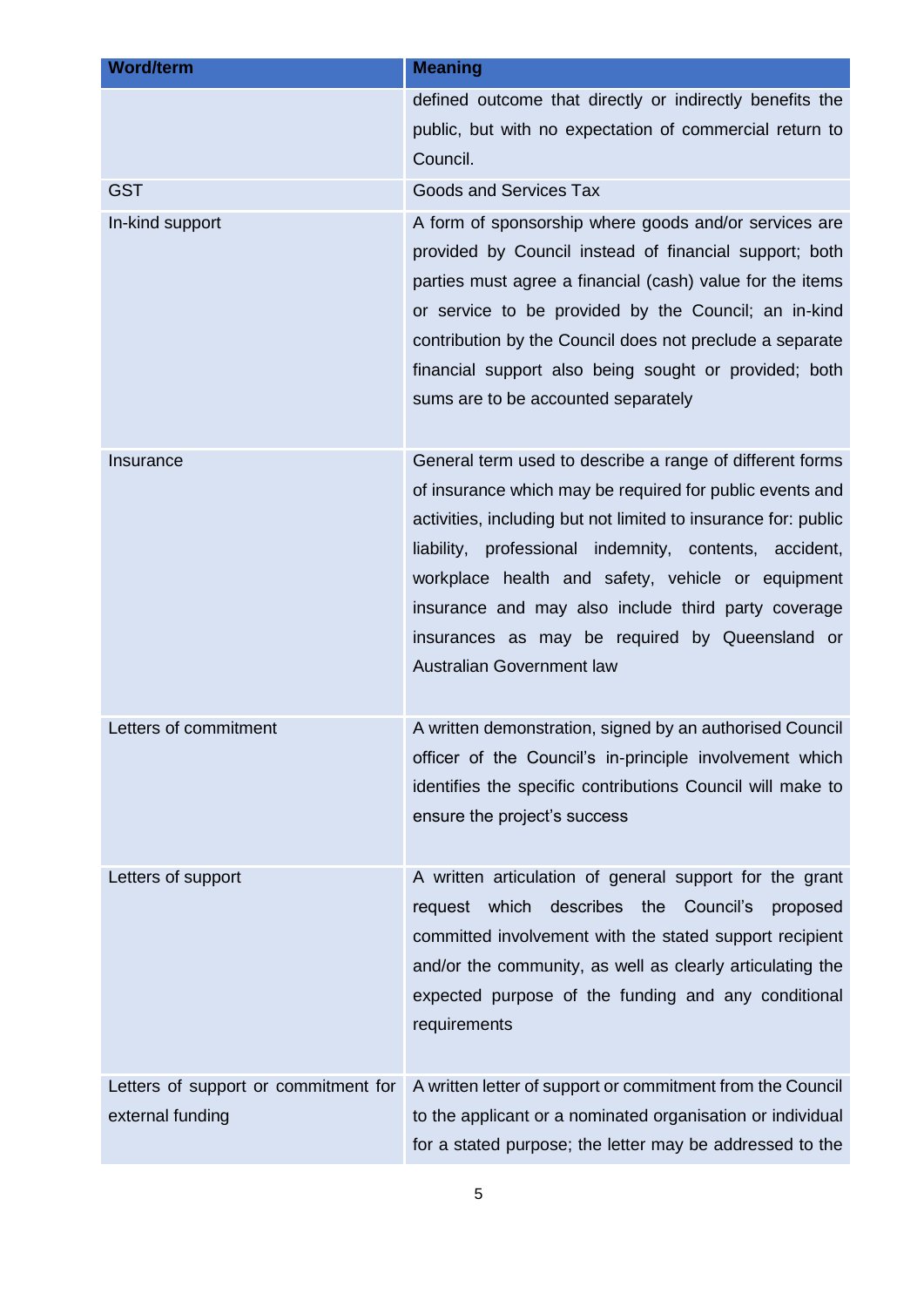| Word/term | Meaning |
|---|---|
| | defined outcome that directly or indirectly benefits the public, but with no expectation of commercial return to Council. |
| GST | Goods and Services Tax |
| In-kind support | A form of sponsorship where goods and/or services are provided by Council instead of financial support; both parties must agree a financial (cash) value for the items or service to be provided by the Council; an in-kind contribution by the Council does not preclude a separate financial support also being sought or provided; both sums are to be accounted separately |
| Insurance | General term used to describe a range of different forms of insurance which may be required for public events and activities, including but not limited to insurance for: public liability, professional indemnity, contents, accident, workplace health and safety, vehicle or equipment insurance and may also include third party coverage insurances as may be required by Queensland or Australian Government law |
| Letters of commitment | A written demonstration, signed by an authorised Council officer of the Council's in-principle involvement which identifies the specific contributions Council will make to ensure the project's success |
| Letters of support | A written articulation of general support for the grant request which describes the Council's proposed committed involvement with the stated support recipient and/or the community, as well as clearly articulating the expected purpose of the funding and any conditional requirements |
| Letters of support or commitment for external funding | A written letter of support or commitment from the Council to the applicant or a nominated organisation or individual for a stated purpose; the letter may be addressed to the |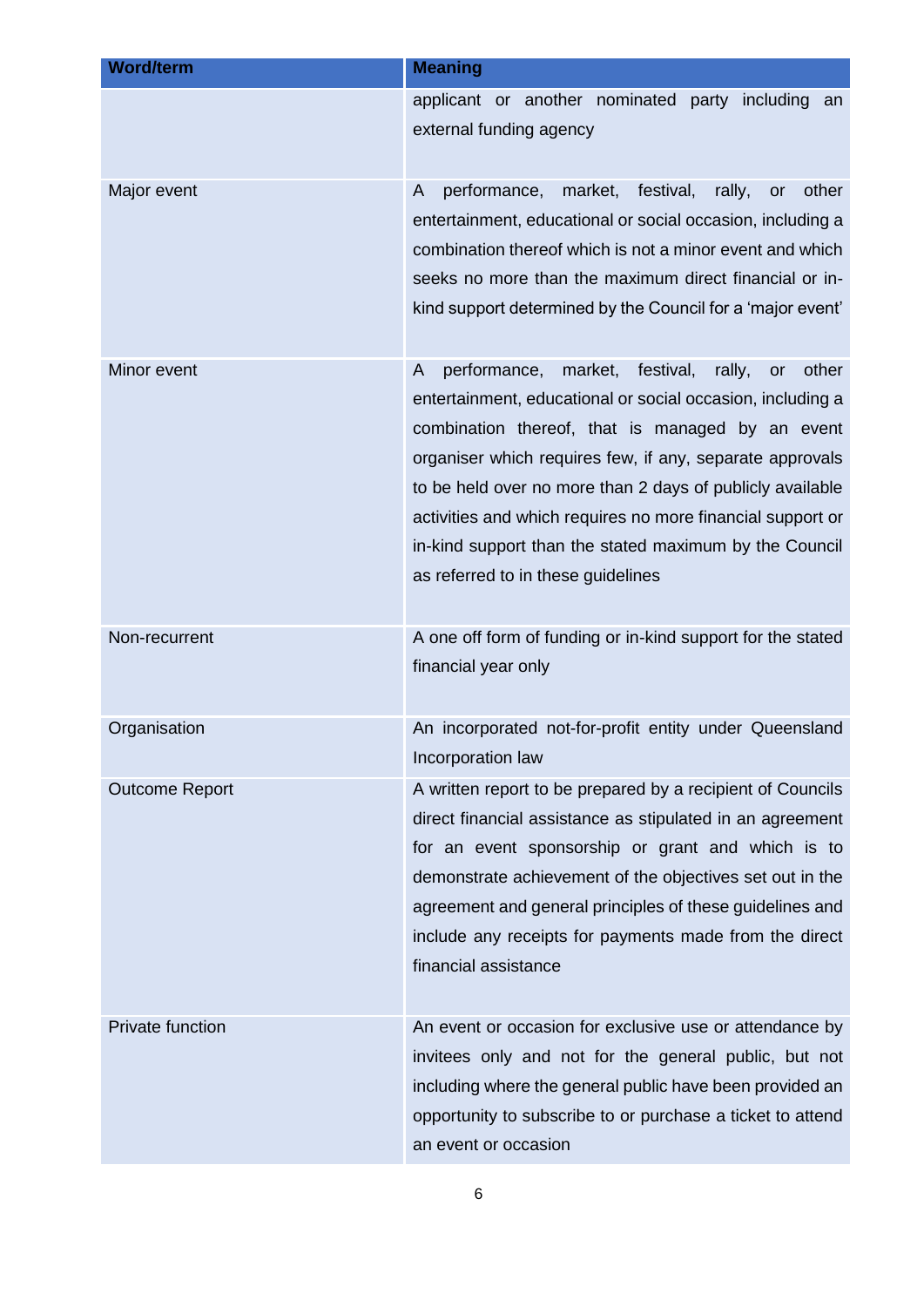| Word/term | Meaning |
| --- | --- |
| | applicant or another nominated party including an external funding agency |
| Major event | A performance, market, festival, rally, or other entertainment, educational or social occasion, including a combination thereof which is not a minor event and which seeks no more than the maximum direct financial or in-kind support determined by the Council for a 'major event' |
| Minor event | A performance, market, festival, rally, or other entertainment, educational or social occasion, including a combination thereof, that is managed by an event organiser which requires few, if any, separate approvals to be held over no more than 2 days of publicly available activities and which requires no more financial support or in-kind support than the stated maximum by the Council as referred to in these guidelines |
| Non-recurrent | A one off form of funding or in-kind support for the stated financial year only |
| Organisation | An incorporated not-for-profit entity under Queensland Incorporation law |
| Outcome Report | A written report to be prepared by a recipient of Councils direct financial assistance as stipulated in an agreement for an event sponsorship or grant and which is to demonstrate achievement of the objectives set out in the agreement and general principles of these guidelines and include any receipts for payments made from the direct financial assistance |
| Private function | An event or occasion for exclusive use or attendance by invitees only and not for the general public, but not including where the general public have been provided an opportunity to subscribe to or purchase a ticket to attend an event or occasion |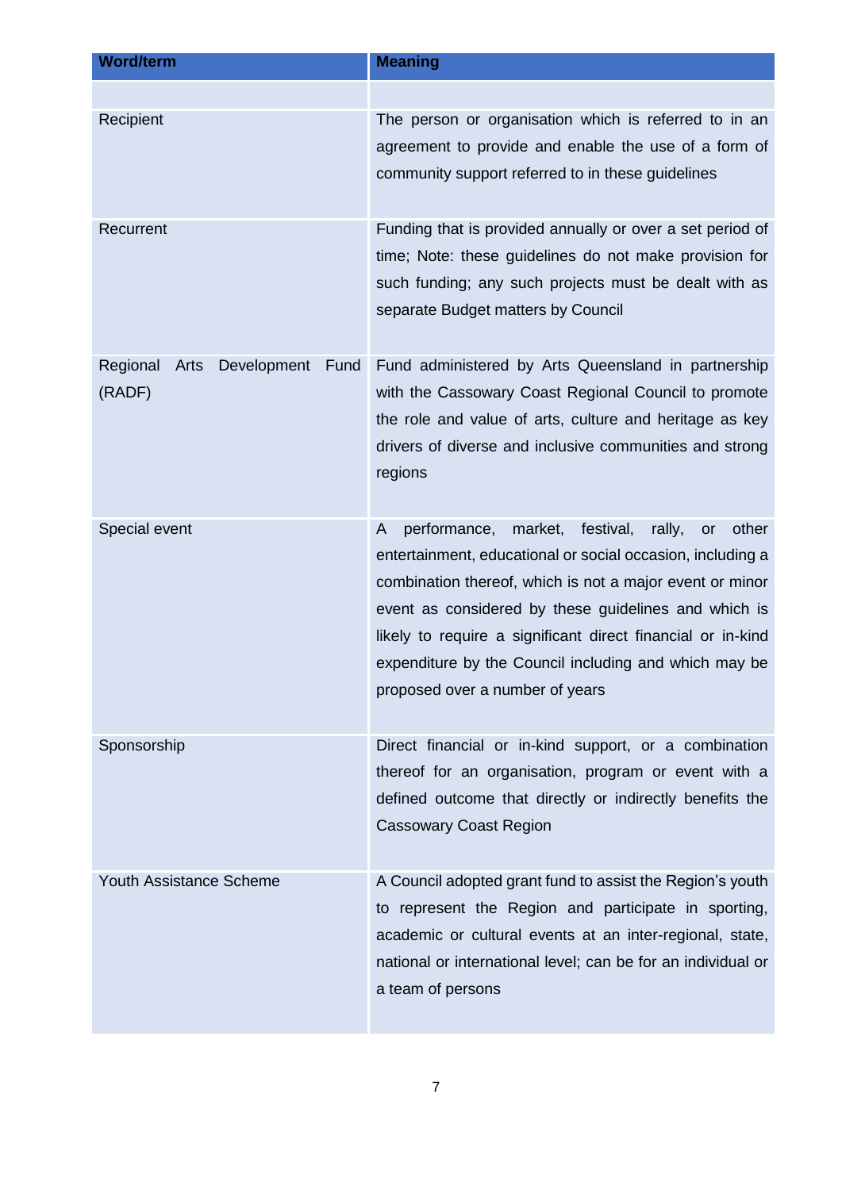| Word/term | Meaning |
|---|---|
| | |
| Recipient | The person or organisation which is referred to in an agreement to provide and enable the use of a form of community support referred to in these guidelines |
| Recurrent | Funding that is provided annually or over a set period of time; Note: these guidelines do not make provision for such funding; any such projects must be dealt with as separate Budget matters by Council |
| Regional Arts Development Fund (RADF) | Fund administered by Arts Queensland in partnership with the Cassowary Coast Regional Council to promote the role and value of arts, culture and heritage as key drivers of diverse and inclusive communities and strong regions |
| Special event | A performance, market, festival, rally, or other entertainment, educational or social occasion, including a combination thereof, which is not a major event or minor event as considered by these guidelines and which is likely to require a significant direct financial or in-kind expenditure by the Council including and which may be proposed over a number of years |
| Sponsorship | Direct financial or in-kind support, or a combination thereof for an organisation, program or event with a defined outcome that directly or indirectly benefits the Cassowary Coast Region |
| Youth Assistance Scheme | A Council adopted grant fund to assist the Region's youth to represent the Region and participate in sporting, academic or cultural events at an inter-regional, state, national or international level; can be for an individual or a team of persons |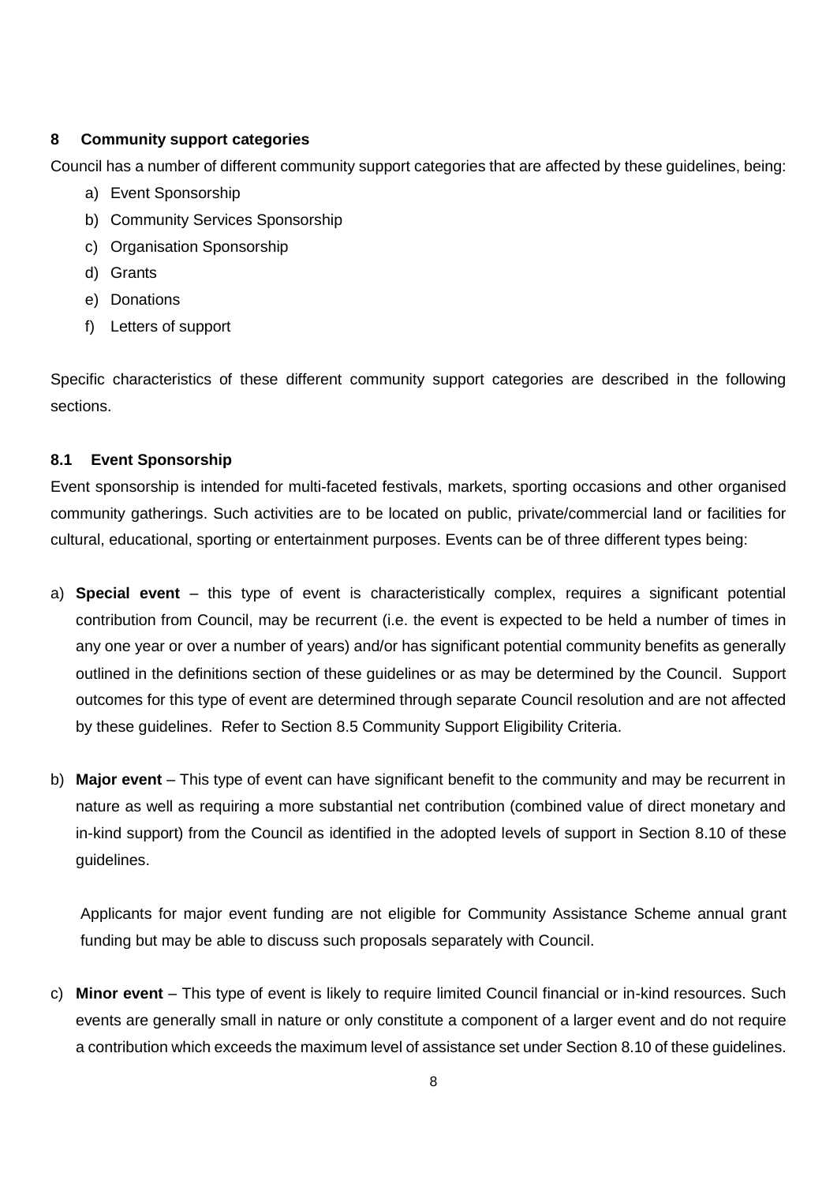## 8 Community support categories

Council has a number of different community support categories that are affected by these guidelines, being:

a) Event Sponsorship
b) Community Services Sponsorship
c) Organisation Sponsorship
d) Grants
e) Donations
f) Letters of support

Specific characteristics of these different community support categories are described in the following sections.

### 8.1 Event Sponsorship

Event sponsorship is intended for multi-faceted festivals, markets, sporting occasions and other organised community gatherings. Such activities are to be located on public, private/commercial land or facilities for cultural, educational, sporting or entertainment purposes. Events can be of three different types being:

a) **Special event** – this type of event is characteristically complex, requires a significant potential contribution from Council, may be recurrent (i.e. the event is expected to be held a number of times in any one year or over a number of years) and/or has significant potential community benefits as generally outlined in the definitions section of these guidelines or as may be determined by the Council. Support outcomes for this type of event are determined through separate Council resolution and are not affected by these guidelines. Refer to Section 8.5 Community Support Eligibility Criteria.

b) **Major event** – This type of event can have significant benefit to the community and may be recurrent in nature as well as requiring a more substantial net contribution (combined value of direct monetary and in-kind support) from the Council as identified in the adopted levels of support in Section 8.10 of these guidelines.

   Applicants for major event funding are not eligible for Community Assistance Scheme annual grant funding but may be able to discuss such proposals separately with Council.

c) **Minor event** – This type of event is likely to require limited Council financial or in-kind resources. Such events are generally small in nature or only constitute a component of a larger event and do not require a contribution which exceeds the maximum level of assistance set under Section 8.10 of these guidelines.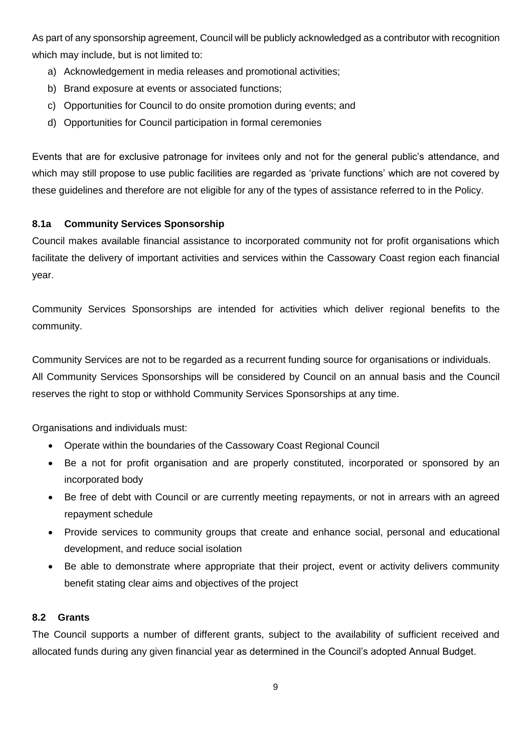As part of any sponsorship agreement, Council will be publicly acknowledged as a contributor with recognition which may include, but is not limited to:

a) Acknowledgement in media releases and promotional activities;
b) Brand exposure at events or associated functions;
c) Opportunities for Council to do onsite promotion during events; and
d) Opportunities for Council participation in formal ceremonies

Events that are for exclusive patronage for invitees only and not for the general public's attendance, and which may still propose to use public facilities are regarded as 'private functions' which are not covered by these guidelines and therefore are not eligible for any of the types of assistance referred to in the Policy.

#### 8.1a Community Services Sponsorship

Council makes available financial assistance to incorporated community not for profit organisations which facilitate the delivery of important activities and services within the Cassowary Coast region each financial year.

Community Services Sponsorships are intended for activities which deliver regional benefits to the community.

Community Services are not to be regarded as a recurrent funding source for organisations or individuals. All Community Services Sponsorships will be considered by Council on an annual basis and the Council reserves the right to stop or withhold Community Services Sponsorships at any time.

Organisations and individuals must:

- Operate within the boundaries of the Cassowary Coast Regional Council
- Be a not for profit organisation and are properly constituted, incorporated or sponsored by an incorporated body
- Be free of debt with Council or are currently meeting repayments, or not in arrears with an agreed repayment schedule
- Provide services to community groups that create and enhance social, personal and educational development, and reduce social isolation
- Be able to demonstrate where appropriate that their project, event or activity delivers community benefit stating clear aims and objectives of the project

#### 8.2 Grants

The Council supports a number of different grants, subject to the availability of sufficient received and allocated funds during any given financial year as determined in the Council's adopted Annual Budget.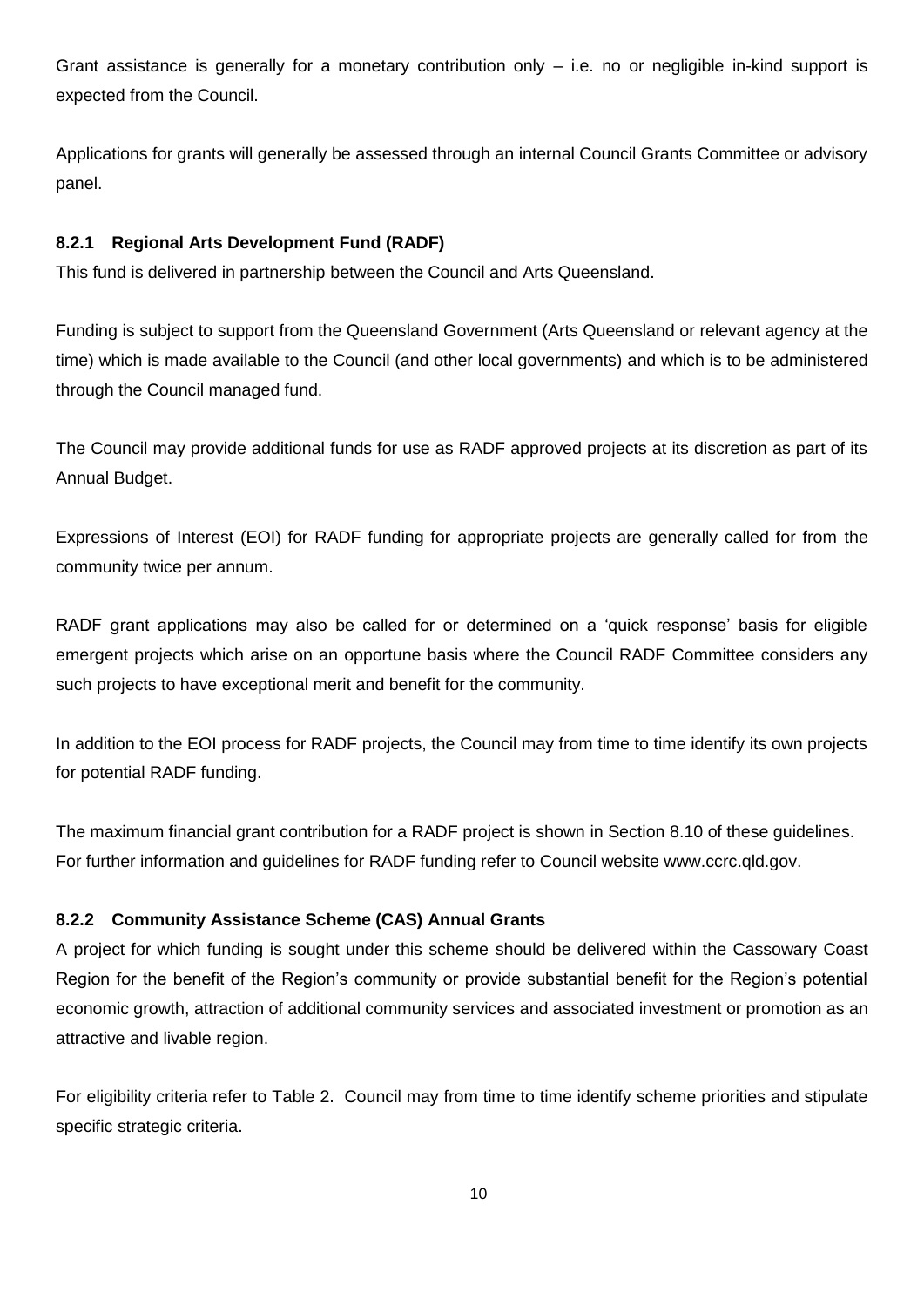Grant assistance is generally for a monetary contribution only – i.e. no or negligible in-kind support is expected from the Council.

Applications for grants will generally be assessed through an internal Council Grants Committee or advisory panel.

### 8.2.1 Regional Arts Development Fund (RADF)

This fund is delivered in partnership between the Council and Arts Queensland.

Funding is subject to support from the Queensland Government (Arts Queensland or relevant agency at the time) which is made available to the Council (and other local governments) and which is to be administered through the Council managed fund.

The Council may provide additional funds for use as RADF approved projects at its discretion as part of its Annual Budget.

Expressions of Interest (EOI) for RADF funding for appropriate projects are generally called for from the community twice per annum.

RADF grant applications may also be called for or determined on a 'quick response' basis for eligible emergent projects which arise on an opportune basis where the Council RADF Committee considers any such projects to have exceptional merit and benefit for the community.

In addition to the EOI process for RADF projects, the Council may from time to time identify its own projects for potential RADF funding.

The maximum financial grant contribution for a RADF project is shown in Section 8.10 of these guidelines.
For further information and guidelines for RADF funding refer to Council website www.ccrc.qld.gov.

### 8.2.2 Community Assistance Scheme (CAS) Annual Grants

A project for which funding is sought under this scheme should be delivered within the Cassowary Coast Region for the benefit of the Region's community or provide substantial benefit for the Region's potential economic growth, attraction of additional community services and associated investment or promotion as an attractive and livable region.

For eligibility criteria refer to Table 2. Council may from time to time identify scheme priorities and stipulate specific strategic criteria.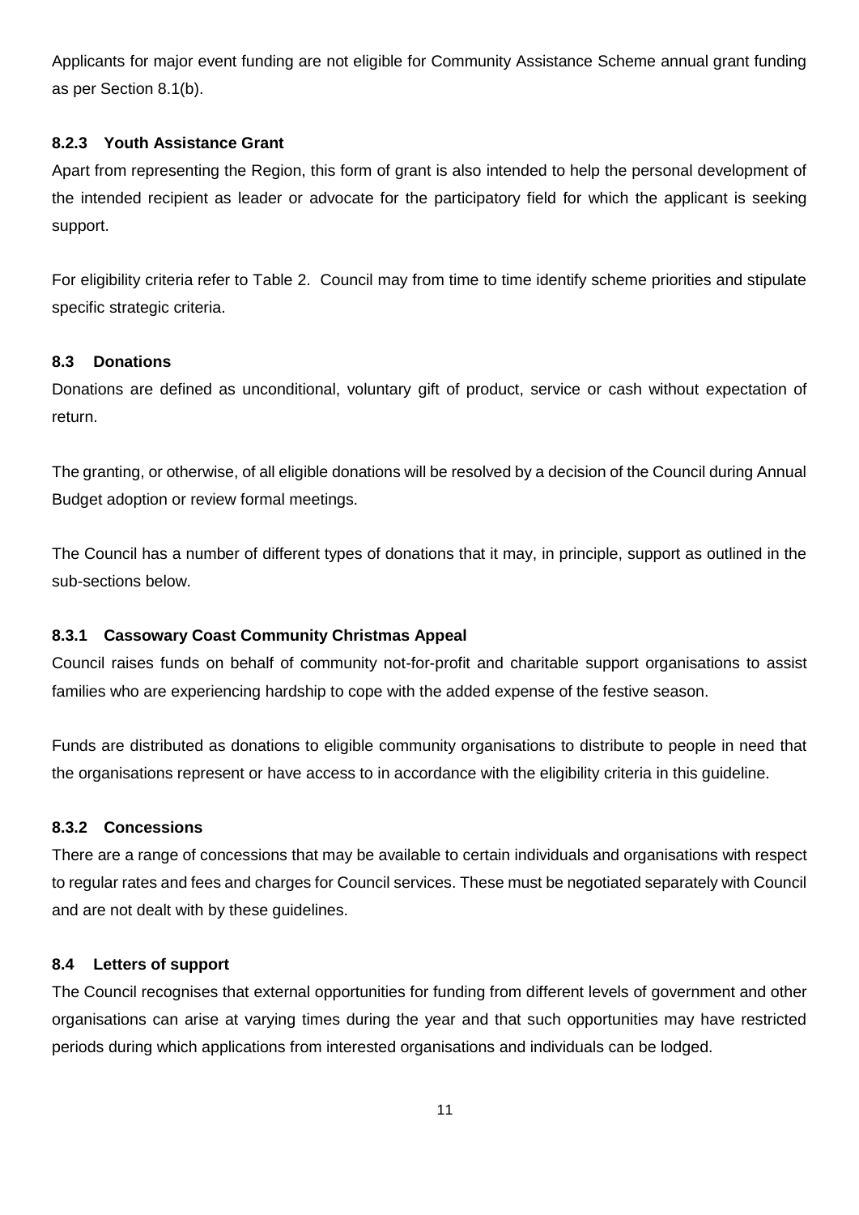Applicants for major event funding are not eligible for Community Assistance Scheme annual grant funding as per Section 8.1(b).

#### 8.2.3 Youth Assistance Grant

Apart from representing the Region, this form of grant is also intended to help the personal development of the intended recipient as leader or advocate for the participatory field for which the applicant is seeking support.

For eligibility criteria refer to Table 2. Council may from time to time identify scheme priorities and stipulate specific strategic criteria.

### 8.3 Donations

Donations are defined as unconditional, voluntary gift of product, service or cash without expectation of return.

The granting, or otherwise, of all eligible donations will be resolved by a decision of the Council during Annual Budget adoption or review formal meetings.

The Council has a number of different types of donations that it may, in principle, support as outlined in the sub-sections below.

#### 8.3.1 Cassowary Coast Community Christmas Appeal

Council raises funds on behalf of community not-for-profit and charitable support organisations to assist families who are experiencing hardship to cope with the added expense of the festive season.

Funds are distributed as donations to eligible community organisations to distribute to people in need that the organisations represent or have access to in accordance with the eligibility criteria in this guideline.

#### 8.3.2 Concessions

There are a range of concessions that may be available to certain individuals and organisations with respect to regular rates and fees and charges for Council services. These must be negotiated separately with Council and are not dealt with by these guidelines.

### 8.4 Letters of support

The Council recognises that external opportunities for funding from different levels of government and other organisations can arise at varying times during the year and that such opportunities may have restricted periods during which applications from interested organisations and individuals can be lodged.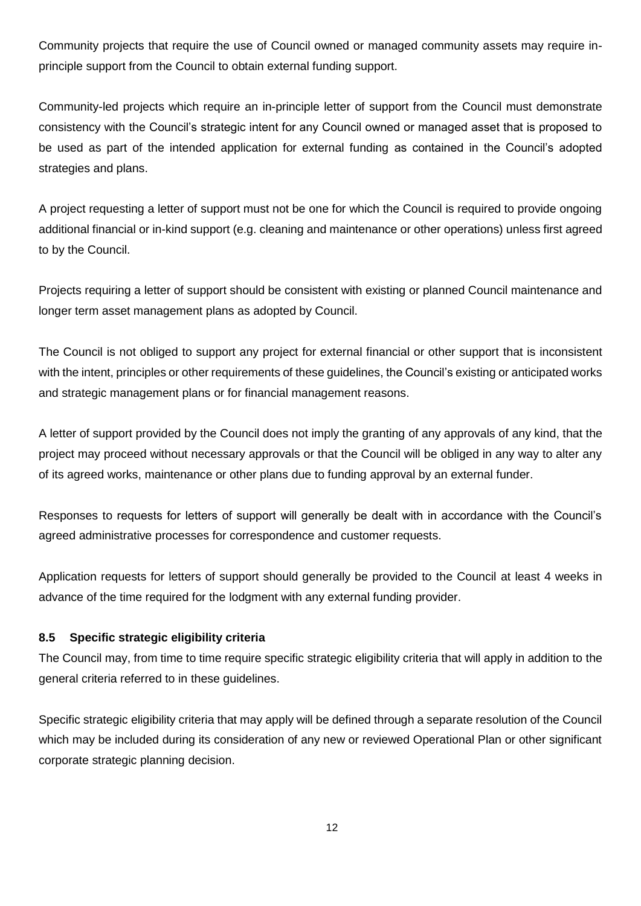Community projects that require the use of Council owned or managed community assets may require in-principle support from the Council to obtain external funding support.

Community-led projects which require an in-principle letter of support from the Council must demonstrate consistency with the Council's strategic intent for any Council owned or managed asset that is proposed to be used as part of the intended application for external funding as contained in the Council's adopted strategies and plans.

A project requesting a letter of support must not be one for which the Council is required to provide ongoing additional financial or in-kind support (e.g. cleaning and maintenance or other operations) unless first agreed to by the Council.

Projects requiring a letter of support should be consistent with existing or planned Council maintenance and longer term asset management plans as adopted by Council.

The Council is not obliged to support any project for external financial or other support that is inconsistent with the intent, principles or other requirements of these guidelines, the Council's existing or anticipated works and strategic management plans or for financial management reasons.

A letter of support provided by the Council does not imply the granting of any approvals of any kind, that the project may proceed without necessary approvals or that the Council will be obliged in any way to alter any of its agreed works, maintenance or other plans due to funding approval by an external funder.

Responses to requests for letters of support will generally be dealt with in accordance with the Council's agreed administrative processes for correspondence and customer requests.

Application requests for letters of support should generally be provided to the Council at least 4 weeks in advance of the time required for the lodgment with any external funding provider.

### 8.5 Specific strategic eligibility criteria

The Council may, from time to time require specific strategic eligibility criteria that will apply in addition to the general criteria referred to in these guidelines.

Specific strategic eligibility criteria that may apply will be defined through a separate resolution of the Council which may be included during its consideration of any new or reviewed Operational Plan or other significant corporate strategic planning decision.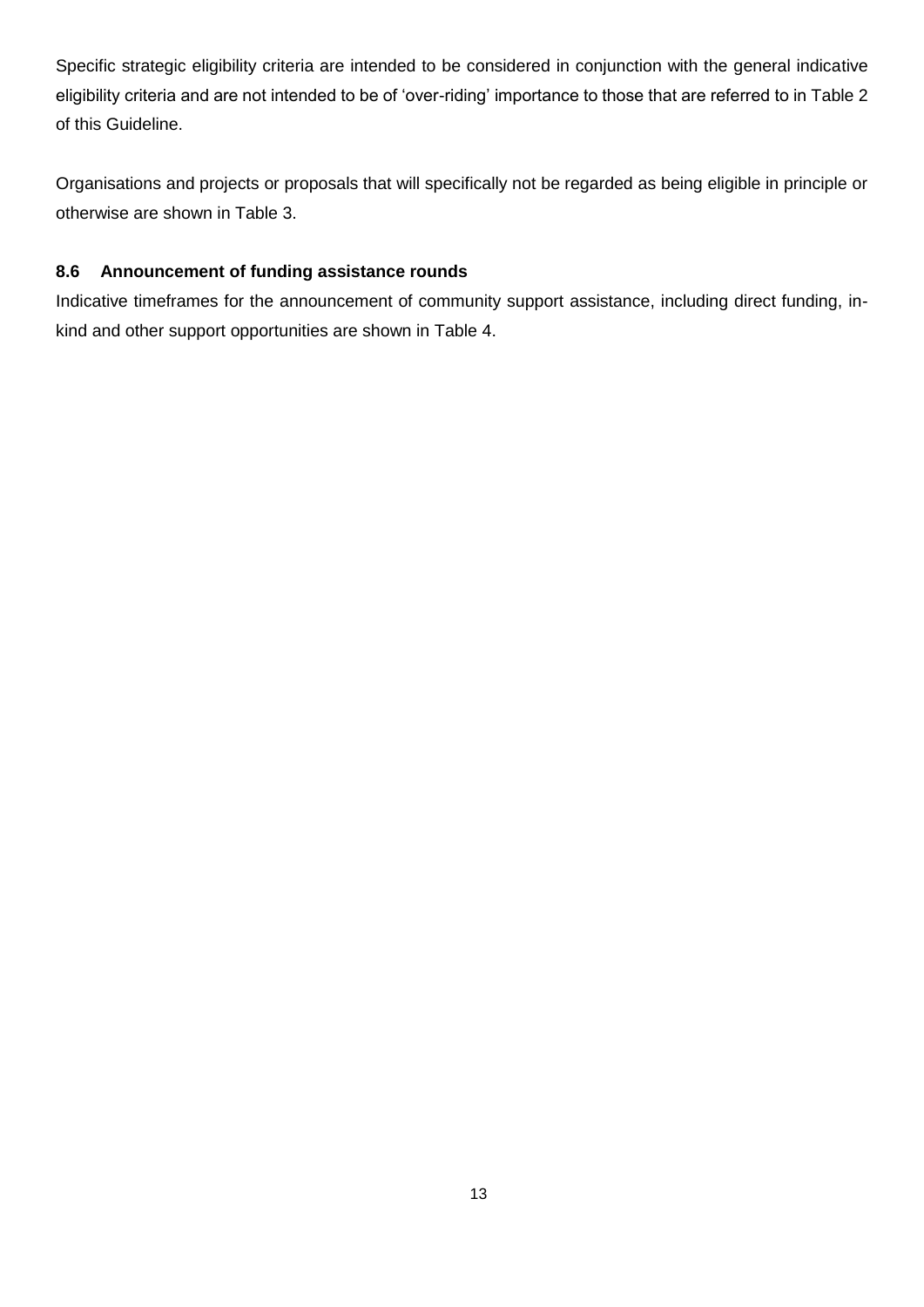Specific strategic eligibility criteria are intended to be considered in conjunction with the general indicative eligibility criteria and are not intended to be of 'over-riding' importance to those that are referred to in Table 2 of this Guideline.

Organisations and projects or proposals that will specifically not be regarded as being eligible in principle or otherwise are shown in Table 3.

### 8.6 Announcement of funding assistance rounds

Indicative timeframes for the announcement of community support assistance, including direct funding, in-kind and other support opportunities are shown in Table 4.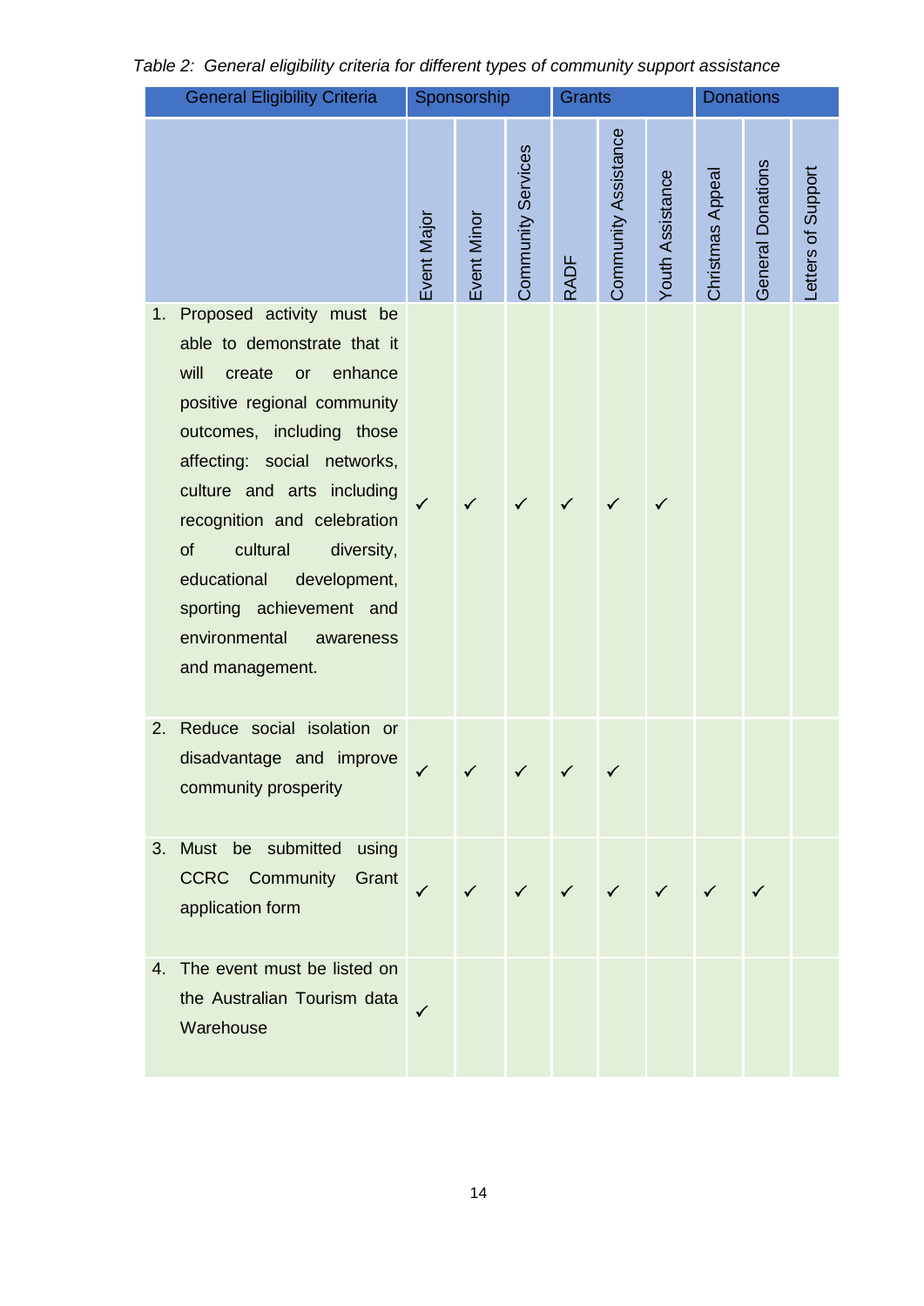*Table 2: General eligibility criteria for different types of community support assistance*

| General Eligibility Criteria | Sponsorship | | | Grants | | | Donations | | |
|---|---|---|---|---|---|---|---|---|---|
| | Event Major | Event Minor | Community Services | RADF | Community Assistance | Youth Assistance | Christmas Appeal | General Donations | Letters of Support |
| 1. Proposed activity must be able to demonstrate that it will create or enhance positive regional community outcomes, including those affecting: social networks, culture and arts including recognition and celebration of cultural diversity, educational development, sporting achievement and environmental awareness and management. | ✓ | ✓ | ✓ | ✓ | ✓ | ✓ | | | |
| 2. Reduce social isolation or disadvantage and improve community prosperity | ✓ | ✓ | ✓ | ✓ | ✓ | | | | |
| 3. Must be submitted using CCRC Community Grant application form | ✓ | ✓ | ✓ | ✓ | ✓ | ✓ | ✓ | ✓ | |
| 4. The event must be listed on the Australian Tourism data Warehouse | ✓ | | | | | | | | |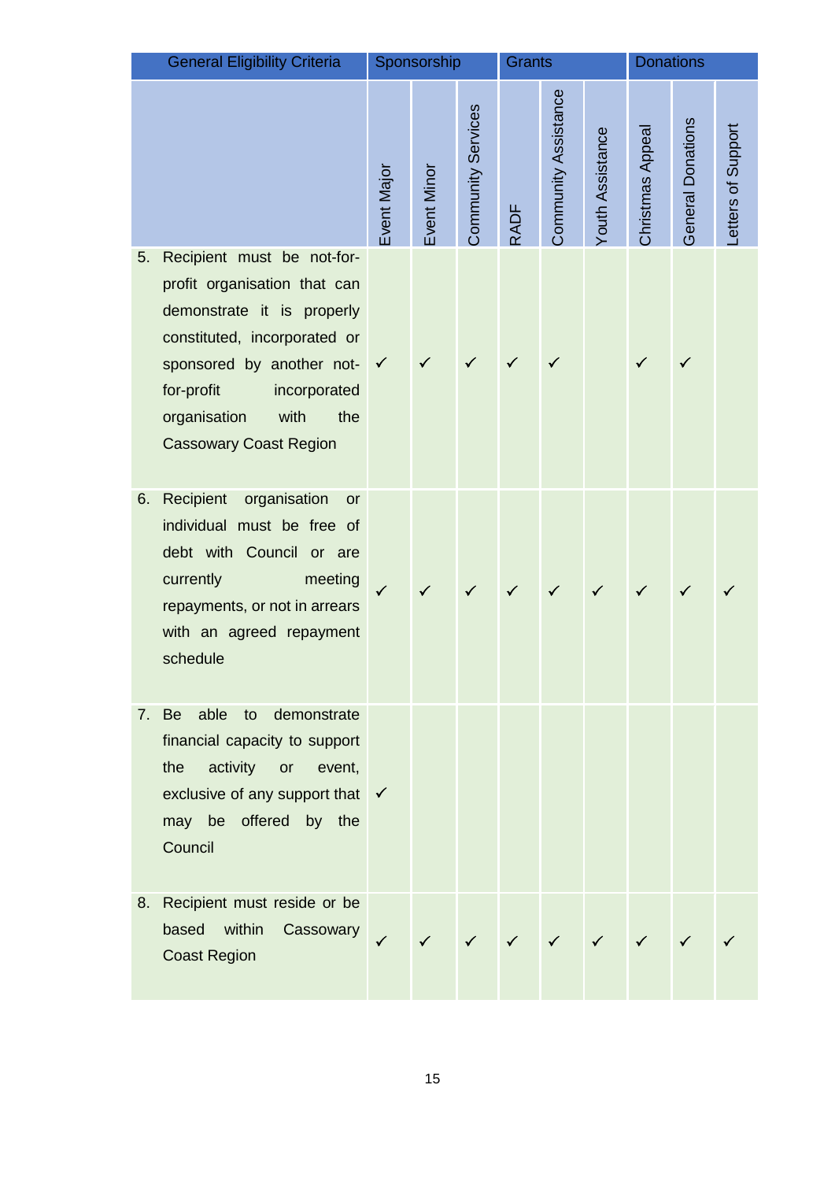| General Eligibility Criteria | Sponsorship | | | Grants | | | Donations | | |
|---|---|---|---|---|---|---|---|---|---|
| | Event Major | Event Minor | Community Services | RADF | Community Assistance | Youth Assistance | Christmas Appeal | General Donations | Letters of Support |
| 5. Recipient must be not-for-profit organisation that can demonstrate it is properly constituted, incorporated or sponsored by another not-for-profit incorporated organisation with the Cassowary Coast Region | ✓ | ✓ | ✓ | ✓ | ✓ | | ✓ | ✓ | |
| 6. Recipient organisation or individual must be free of debt with Council or are currently meeting repayments, or not in arrears with an agreed repayment schedule | ✓ | ✓ | ✓ | ✓ | ✓ | ✓ | ✓ | ✓ | ✓ |
| 7. Be able to demonstrate financial capacity to support the activity or event, exclusive of any support that may be offered by the Council | ✓ | | | | | | | | |
| 8. Recipient must reside or be based within Cassowary Coast Region | ✓ | ✓ | ✓ | ✓ | ✓ | ✓ | ✓ | ✓ | ✓ |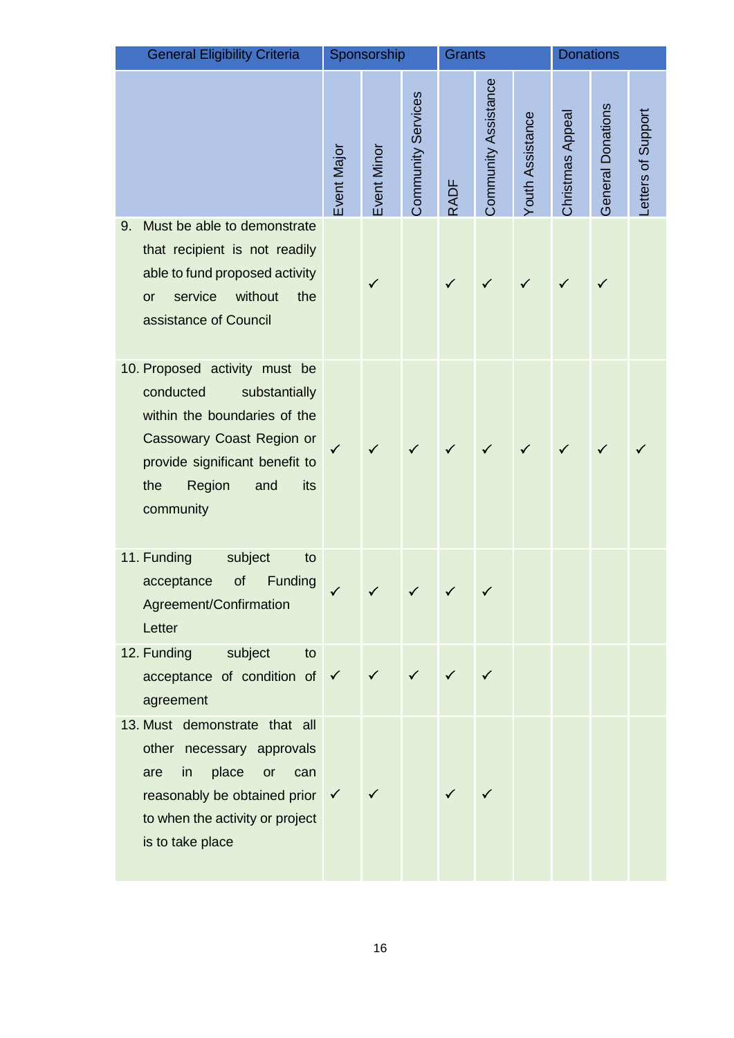| General Eligibility Criteria | Sponsorship | | | Grants | | | Donations | | |
|---|---|---|---|---|---|---|---|---|---|
| | Event Major | Event Minor | Community Services | RADF | Community Assistance | Youth Assistance | Christmas Appeal | General Donations | Letters of Support |
| 9. Must be able to demonstrate that recipient is not readily able to fund proposed activity or service without the assistance of Council | | ✓ | | ✓ | ✓ | ✓ | ✓ | ✓ | |
| 10. Proposed activity must be conducted substantially within the boundaries of the Cassowary Coast Region or provide significant benefit to the Region and its community | ✓ | ✓ | ✓ | ✓ | ✓ | ✓ | ✓ | ✓ | ✓ |
| 11. Funding subject to acceptance of Funding Agreement/Confirmation Letter | ✓ | ✓ | ✓ | ✓ | ✓ | | | | |
| 12. Funding subject to acceptance of condition of agreement | ✓ | ✓ | ✓ | ✓ | ✓ | | | | |
| 13. Must demonstrate that all other necessary approvals are in place or can reasonably be obtained prior to when the activity or project is to take place | ✓ | ✓ | | ✓ | ✓ | | | | |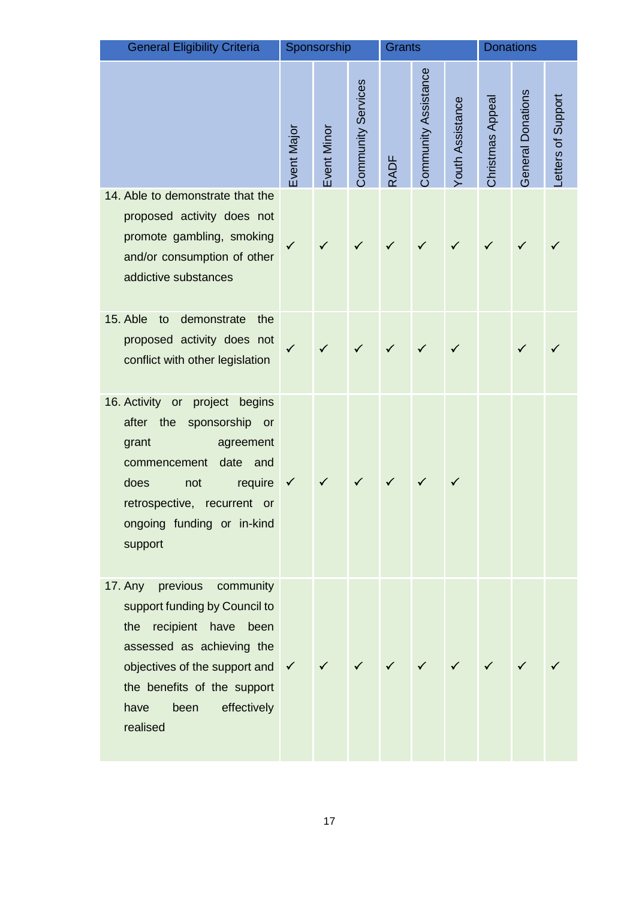| General Eligibility Criteria | Sponsorship | | | Grants | | | Donations | | |
|---|---|---|---|---|---|---|---|---|---|
| | Event Major | Event Minor | Community Services | RADF | Community Assistance | Youth Assistance | Christmas Appeal | General Donations | Letters of Support |
| 14. Able to demonstrate that the proposed activity does not promote gambling, smoking and/or consumption of other addictive substances | ✓ | ✓ | ✓ | ✓ | ✓ | ✓ | ✓ | ✓ | ✓ |
| 15. Able to demonstrate the proposed activity does not conflict with other legislation | ✓ | ✓ | ✓ | ✓ | ✓ | ✓ | | ✓ | ✓ |
| 16. Activity or project begins after the sponsorship or grant agreement commencement date and does not require retrospective, recurrent or ongoing funding or in-kind support | ✓ | ✓ | ✓ | ✓ | ✓ | ✓ | | | |
| 17. Any previous community support funding by Council to the recipient have been assessed as achieving the objectives of the support and the benefits of the support have been effectively realised | ✓ | ✓ | ✓ | ✓ | ✓ | ✓ | ✓ | ✓ | ✓ |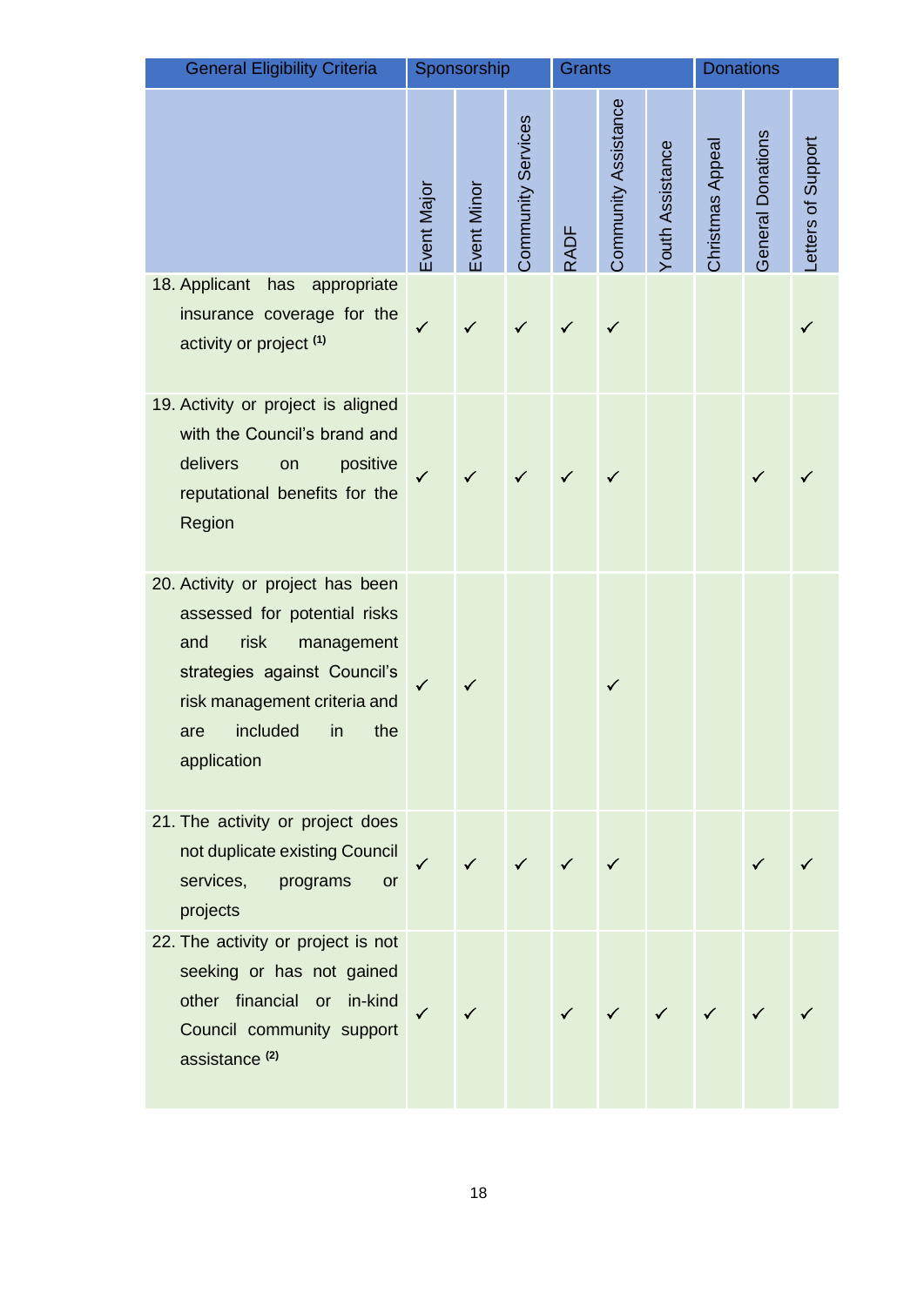| General Eligibility Criteria | Sponsorship | | | Grants | | | Donations | | |
|---|---|---|---|---|---|---|---|---|---|
| | Event Major | Event Minor | Community Services | RADF | Community Assistance | Youth Assistance | Christmas Appeal | General Donations | Letters of Support |
| 18. Applicant has appropriate insurance coverage for the activity or project (1) | ✓ | ✓ | ✓ | ✓ | ✓ | | | | ✓ |
| 19. Activity or project is aligned with the Council's brand and delivers on positive reputational benefits for the Region | ✓ | ✓ | ✓ | ✓ | ✓ | | | ✓ | ✓ |
| 20. Activity or project has been assessed for potential risks and risk management strategies against Council's risk management criteria and are included in the application | ✓ | ✓ | | | ✓ | | | | |
| 21. The activity or project does not duplicate existing Council services, programs or projects | ✓ | ✓ | ✓ | ✓ | ✓ | | | ✓ | ✓ |
| 22. The activity or project is not seeking or has not gained other financial or in-kind Council community support assistance (2) | ✓ | ✓ | | ✓ | ✓ | ✓ | ✓ | ✓ | ✓ |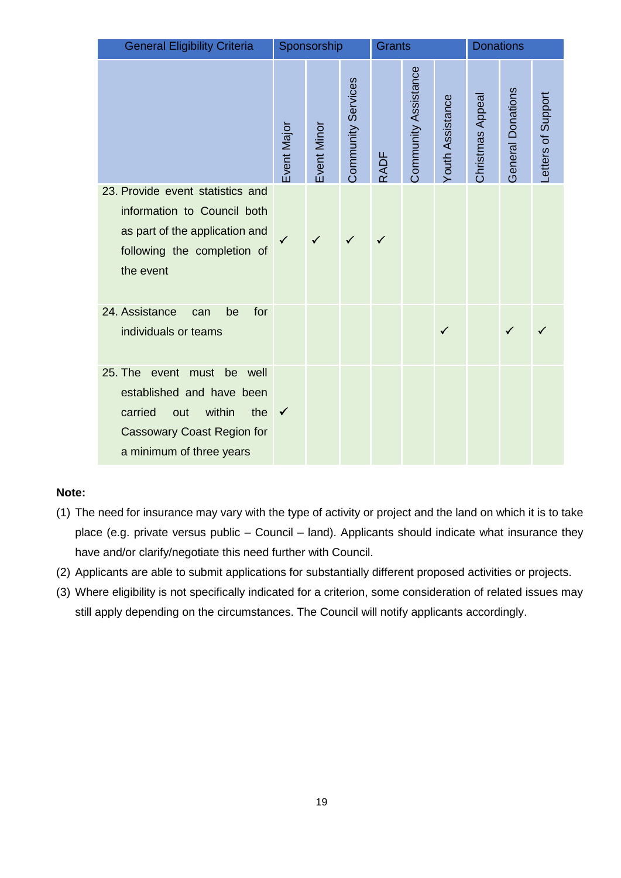| General Eligibility Criteria | Sponsorship | | | Grants | | | Donations | | |
|---|---|---|---|---|---|---|---|---|---|
| | Event Major | Event Minor | Community Services | RADF | Community Assistance | Youth Assistance | Christmas Appeal | General Donations | Letters of Support |
| 23. Provide event statistics and information to Council both as part of the application and following the completion of the event | ✓ | ✓ | ✓ | ✓ | | | | | |
| 24. Assistance can be for individuals or teams | | | | | | ✓ | | ✓ | ✓ |
| 25. The event must be well established and have been carried out within the Cassowary Coast Region for a minimum of three years | ✓ | | | | | | | | |

**Note:**

(1) The need for insurance may vary with the type of activity or project and the land on which it is to take place (e.g. private versus public – Council – land). Applicants should indicate what insurance they have and/or clarify/negotiate this need further with Council.

(2) Applicants are able to submit applications for substantially different proposed activities or projects.

(3) Where eligibility is not specifically indicated for a criterion, some consideration of related issues may still apply depending on the circumstances. The Council will notify applicants accordingly.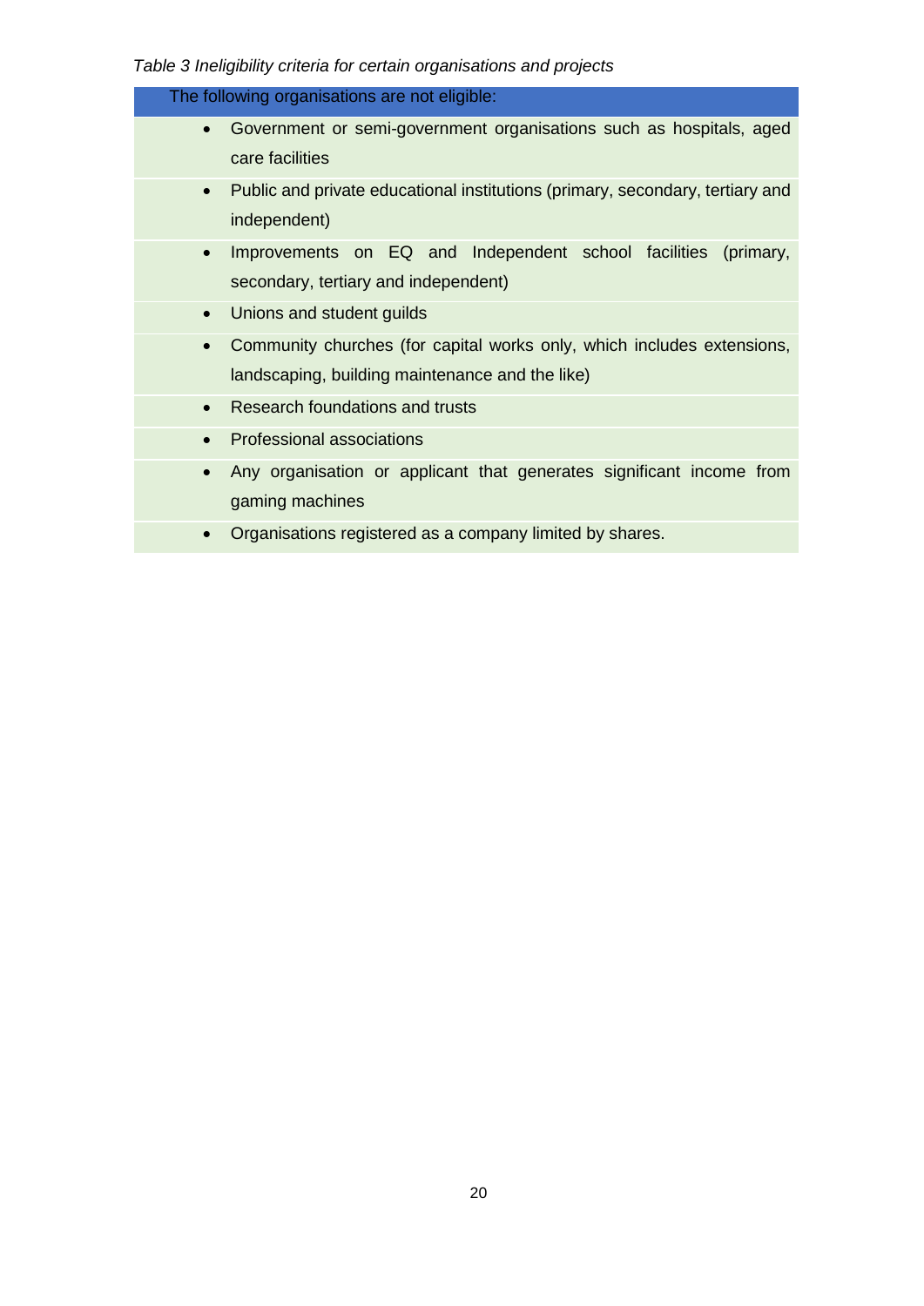*Table 3 Ineligibility criteria for certain organisations and projects*

| The following organisations are not eligible: |
| --- |
| • Government or semi-government organisations such as hospitals, aged care facilities |
| • Public and private educational institutions (primary, secondary, tertiary and independent) |
| • Improvements on EQ and Independent school facilities (primary, secondary, tertiary and independent) |
| • Unions and student guilds |
| • Community churches (for capital works only, which includes extensions, landscaping, building maintenance and the like) |
| • Research foundations and trusts |
| • Professional associations |
| • Any organisation or applicant that generates significant income from gaming machines |
| • Organisations registered as a company limited by shares. |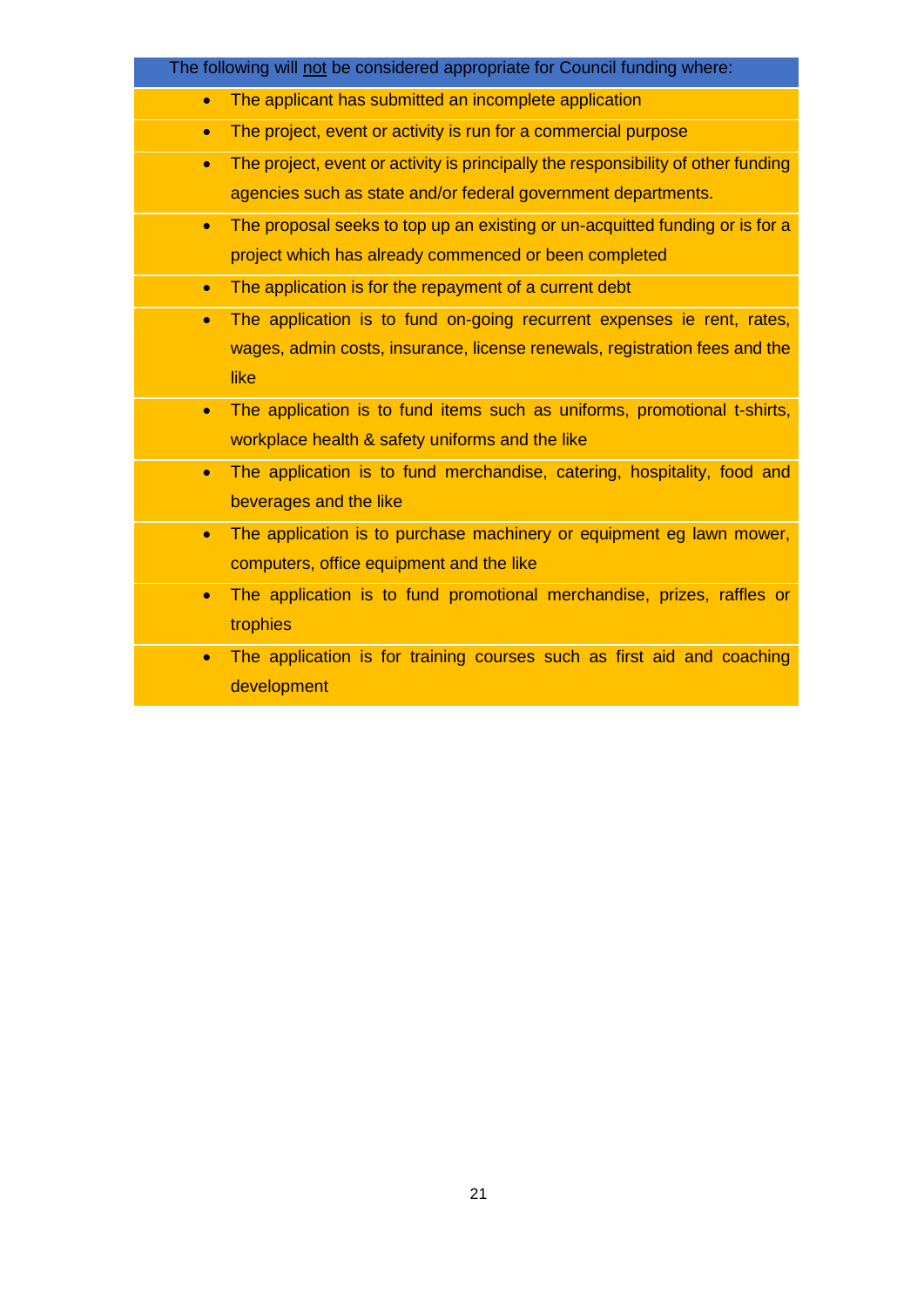The following will <u>not</u> be considered appropriate for Council funding where:

- The applicant has submitted an incomplete application
- The project, event or activity is run for a commercial purpose
- The project, event or activity is principally the responsibility of other funding agencies such as state and/or federal government departments.
- The proposal seeks to top up an existing or un-acquitted funding or is for a project which has already commenced or been completed
- The application is for the repayment of a current debt
- The application is to fund on-going recurrent expenses ie rent, rates, wages, admin costs, insurance, license renewals, registration fees and the like
- The application is to fund items such as uniforms, promotional t-shirts, workplace health & safety uniforms and the like
- The application is to fund merchandise, catering, hospitality, food and beverages and the like
- The application is to purchase machinery or equipment eg lawn mower, computers, office equipment and the like
- The application is to fund promotional merchandise, prizes, raffles or trophies
- The application is for training courses such as first aid and coaching development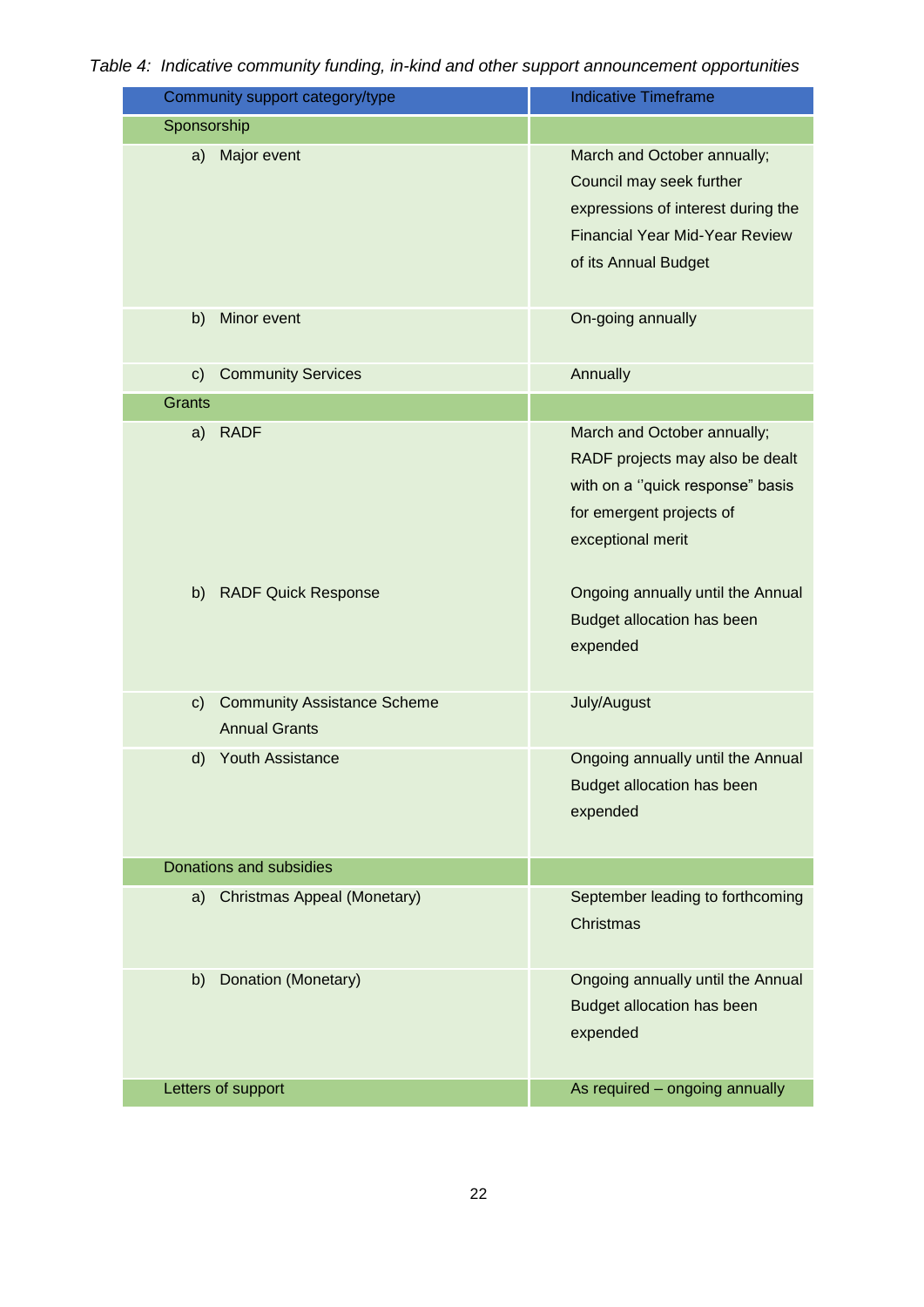*Table 4: Indicative community funding, in-kind and other support announcement opportunities*

| Community support category/type | Indicative Timeframe |
|---|---|
| Sponsorship | |
| a) Major event | March and October annually; Council may seek further expressions of interest during the Financial Year Mid-Year Review of its Annual Budget |
| b) Minor event | On-going annually |
| c) Community Services | Annually |
| Grants | |
| a) RADF | March and October annually; RADF projects may also be dealt with on a ''quick response" basis for emergent projects of exceptional merit |
| b) RADF Quick Response | Ongoing annually until the Annual Budget allocation has been expended |
| c) Community Assistance Scheme Annual Grants | July/August |
| d) Youth Assistance | Ongoing annually until the Annual Budget allocation has been expended |
| Donations and subsidies | |
| a) Christmas Appeal (Monetary) | September leading to forthcoming Christmas |
| b) Donation (Monetary) | Ongoing annually until the Annual Budget allocation has been expended |
| Letters of support | As required – ongoing annually |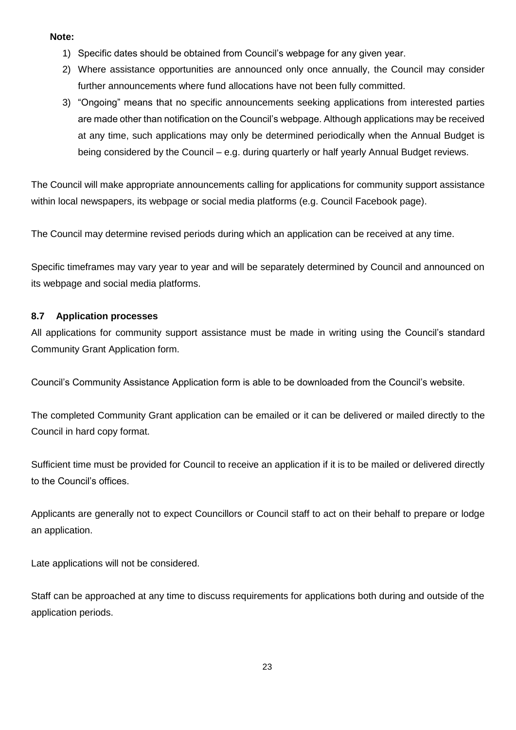**Note:**

1) Specific dates should be obtained from Council's webpage for any given year.
2) Where assistance opportunities are announced only once annually, the Council may consider further announcements where fund allocations have not been fully committed.
3) "Ongoing" means that no specific announcements seeking applications from interested parties are made other than notification on the Council's webpage. Although applications may be received at any time, such applications may only be determined periodically when the Annual Budget is being considered by the Council – e.g. during quarterly or half yearly Annual Budget reviews.

The Council will make appropriate announcements calling for applications for community support assistance within local newspapers, its webpage or social media platforms (e.g. Council Facebook page).

The Council may determine revised periods during which an application can be received at any time.

Specific timeframes may vary year to year and will be separately determined by Council and announced on its webpage and social media platforms.

### 8.7 Application processes

All applications for community support assistance must be made in writing using the Council's standard Community Grant Application form.

Council's Community Assistance Application form is able to be downloaded from the Council's website.

The completed Community Grant application can be emailed or it can be delivered or mailed directly to the Council in hard copy format.

Sufficient time must be provided for Council to receive an application if it is to be mailed or delivered directly to the Council's offices.

Applicants are generally not to expect Councillors or Council staff to act on their behalf to prepare or lodge an application.

Late applications will not be considered.

Staff can be approached at any time to discuss requirements for applications both during and outside of the application periods.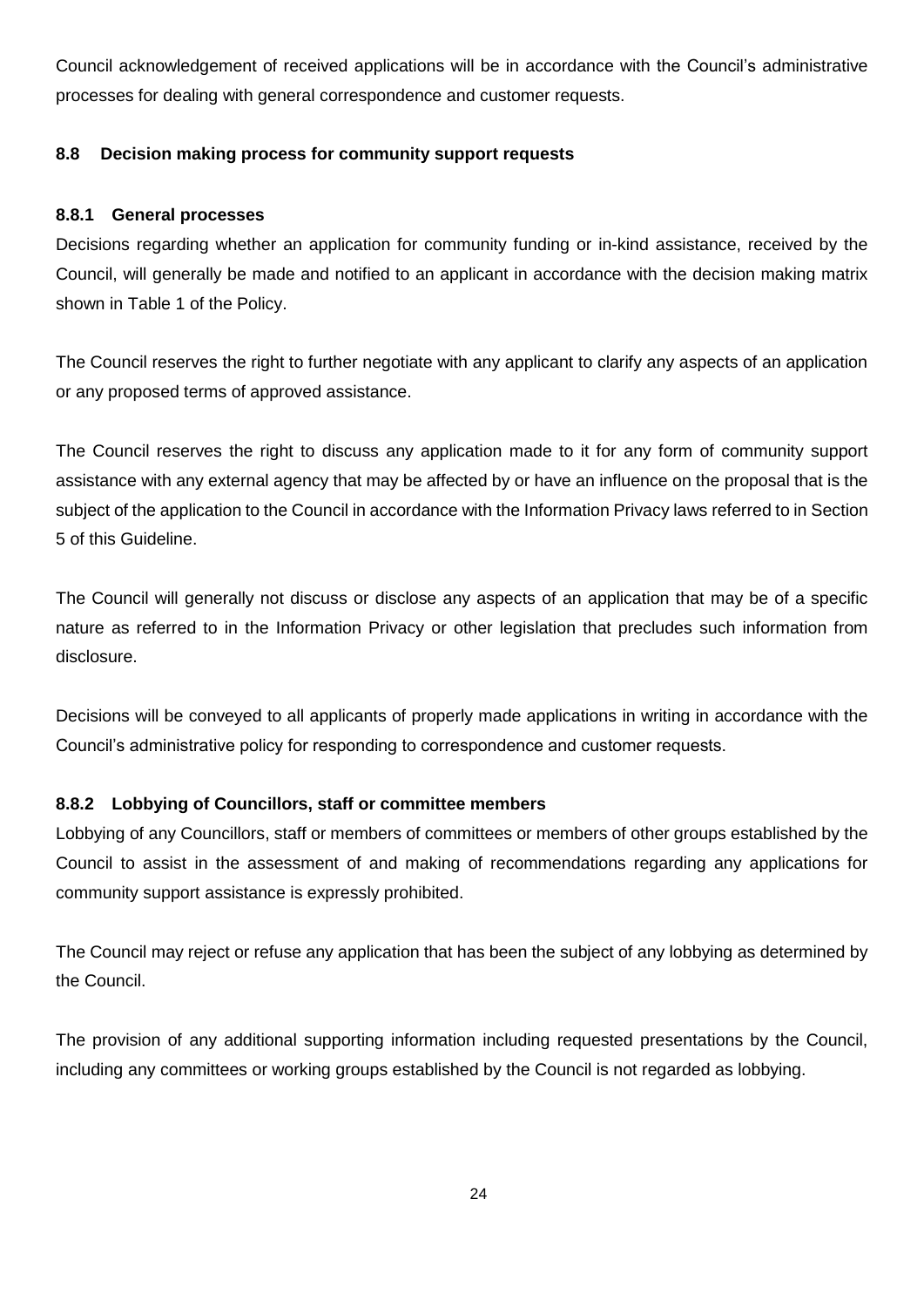Council acknowledgement of received applications will be in accordance with the Council's administrative processes for dealing with general correspondence and customer requests.

## 8.8 Decision making process for community support requests

### 8.8.1 General processes

Decisions regarding whether an application for community funding or in-kind assistance, received by the Council, will generally be made and notified to an applicant in accordance with the decision making matrix shown in Table 1 of the Policy.

The Council reserves the right to further negotiate with any applicant to clarify any aspects of an application or any proposed terms of approved assistance.

The Council reserves the right to discuss any application made to it for any form of community support assistance with any external agency that may be affected by or have an influence on the proposal that is the subject of the application to the Council in accordance with the Information Privacy laws referred to in Section 5 of this Guideline.

The Council will generally not discuss or disclose any aspects of an application that may be of a specific nature as referred to in the Information Privacy or other legislation that precludes such information from disclosure.

Decisions will be conveyed to all applicants of properly made applications in writing in accordance with the Council's administrative policy for responding to correspondence and customer requests.

### 8.8.2 Lobbying of Councillors, staff or committee members

Lobbying of any Councillors, staff or members of committees or members of other groups established by the Council to assist in the assessment of and making of recommendations regarding any applications for community support assistance is expressly prohibited.

The Council may reject or refuse any application that has been the subject of any lobbying as determined by the Council.

The provision of any additional supporting information including requested presentations by the Council, including any committees or working groups established by the Council is not regarded as lobbying.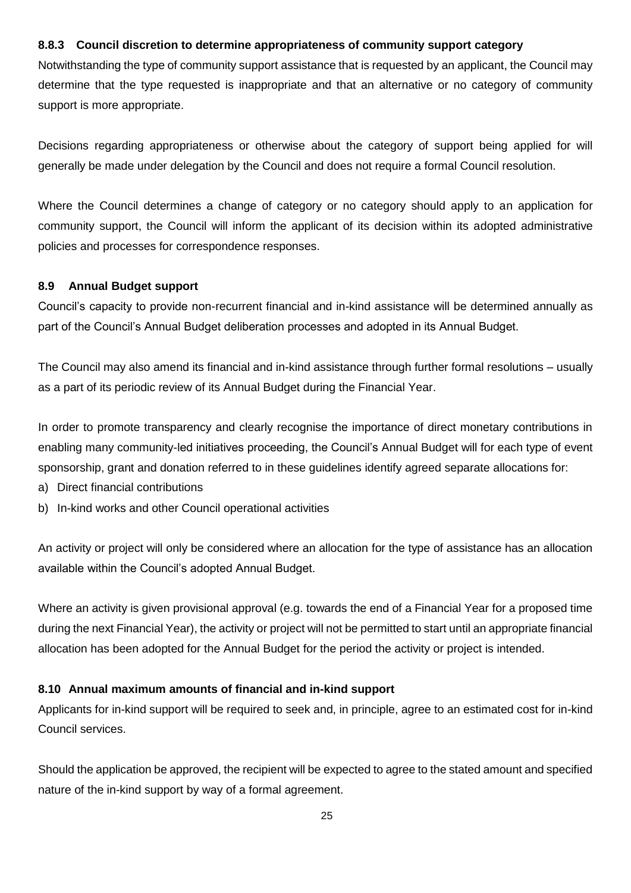### 8.8.3 Council discretion to determine appropriateness of community support category

Notwithstanding the type of community support assistance that is requested by an applicant, the Council may determine that the type requested is inappropriate and that an alternative or no category of community support is more appropriate.

Decisions regarding appropriateness or otherwise about the category of support being applied for will generally be made under delegation by the Council and does not require a formal Council resolution.

Where the Council determines a change of category or no category should apply to an application for community support, the Council will inform the applicant of its decision within its adopted administrative policies and processes for correspondence responses.

## 8.9 Annual Budget support

Council's capacity to provide non-recurrent financial and in-kind assistance will be determined annually as part of the Council's Annual Budget deliberation processes and adopted in its Annual Budget.

The Council may also amend its financial and in-kind assistance through further formal resolutions – usually as a part of its periodic review of its Annual Budget during the Financial Year.

In order to promote transparency and clearly recognise the importance of direct monetary contributions in enabling many community-led initiatives proceeding, the Council's Annual Budget will for each type of event sponsorship, grant and donation referred to in these guidelines identify agreed separate allocations for:

a) Direct financial contributions
b) In-kind works and other Council operational activities

An activity or project will only be considered where an allocation for the type of assistance has an allocation available within the Council's adopted Annual Budget.

Where an activity is given provisional approval (e.g. towards the end of a Financial Year for a proposed time during the next Financial Year), the activity or project will not be permitted to start until an appropriate financial allocation has been adopted for the Annual Budget for the period the activity or project is intended.

## 8.10 Annual maximum amounts of financial and in-kind support

Applicants for in-kind support will be required to seek and, in principle, agree to an estimated cost for in-kind Council services.

Should the application be approved, the recipient will be expected to agree to the stated amount and specified nature of the in-kind support by way of a formal agreement.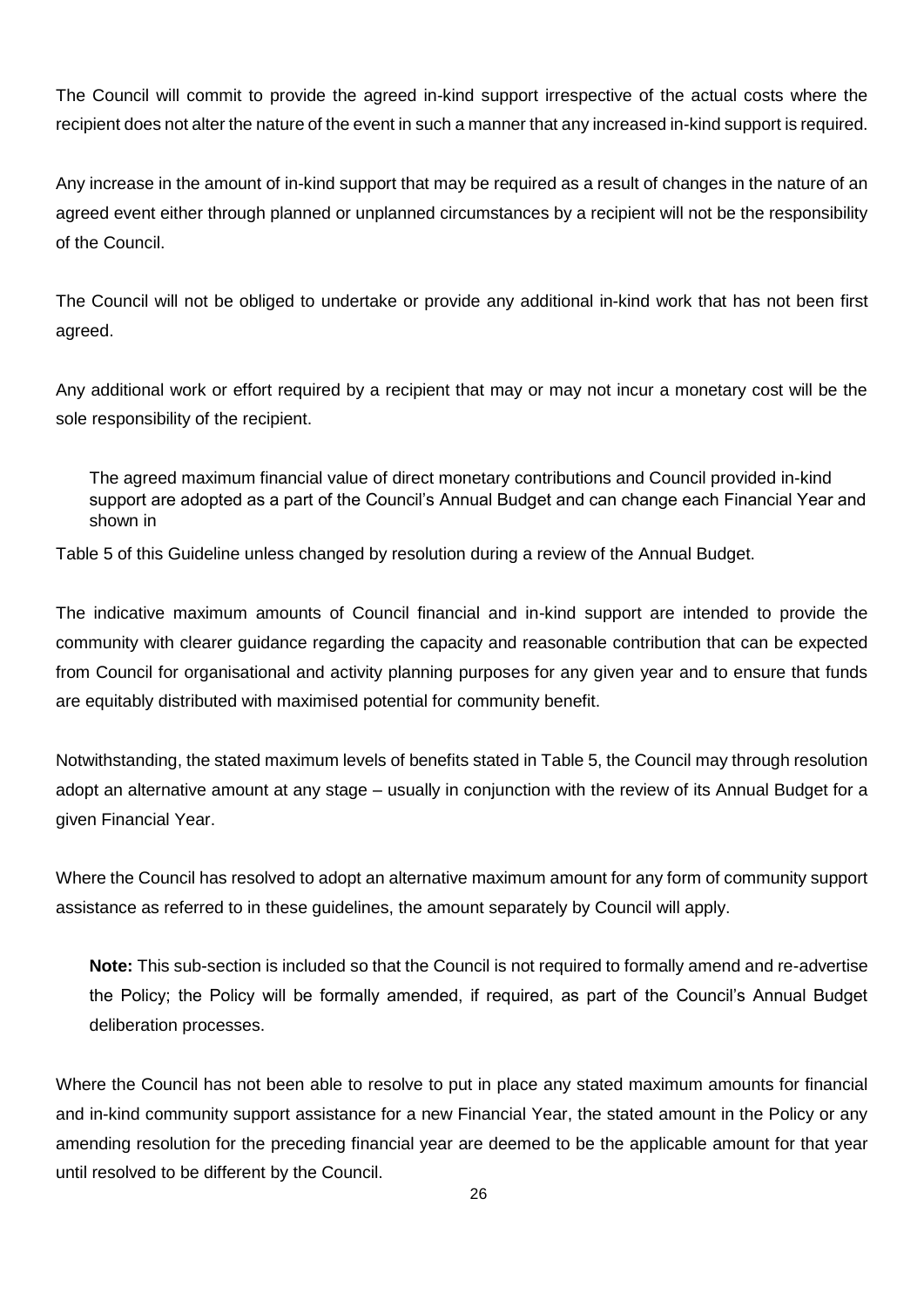The Council will commit to provide the agreed in-kind support irrespective of the actual costs where the recipient does not alter the nature of the event in such a manner that any increased in-kind support is required.

Any increase in the amount of in-kind support that may be required as a result of changes in the nature of an agreed event either through planned or unplanned circumstances by a recipient will not be the responsibility of the Council.

The Council will not be obliged to undertake or provide any additional in-kind work that has not been first agreed.

Any additional work or effort required by a recipient that may or may not incur a monetary cost will be the sole responsibility of the recipient.

The agreed maximum financial value of direct monetary contributions and Council provided in-kind support are adopted as a part of the Council's Annual Budget and can change each Financial Year and shown in

Table 5 of this Guideline unless changed by resolution during a review of the Annual Budget.

The indicative maximum amounts of Council financial and in-kind support are intended to provide the community with clearer guidance regarding the capacity and reasonable contribution that can be expected from Council for organisational and activity planning purposes for any given year and to ensure that funds are equitably distributed with maximised potential for community benefit.

Notwithstanding, the stated maximum levels of benefits stated in Table 5, the Council may through resolution adopt an alternative amount at any stage – usually in conjunction with the review of its Annual Budget for a given Financial Year.

Where the Council has resolved to adopt an alternative maximum amount for any form of community support assistance as referred to in these guidelines, the amount separately by Council will apply.

**Note:** This sub-section is included so that the Council is not required to formally amend and re-advertise the Policy; the Policy will be formally amended, if required, as part of the Council's Annual Budget deliberation processes.

Where the Council has not been able to resolve to put in place any stated maximum amounts for financial and in-kind community support assistance for a new Financial Year, the stated amount in the Policy or any amending resolution for the preceding financial year are deemed to be the applicable amount for that year until resolved to be different by the Council.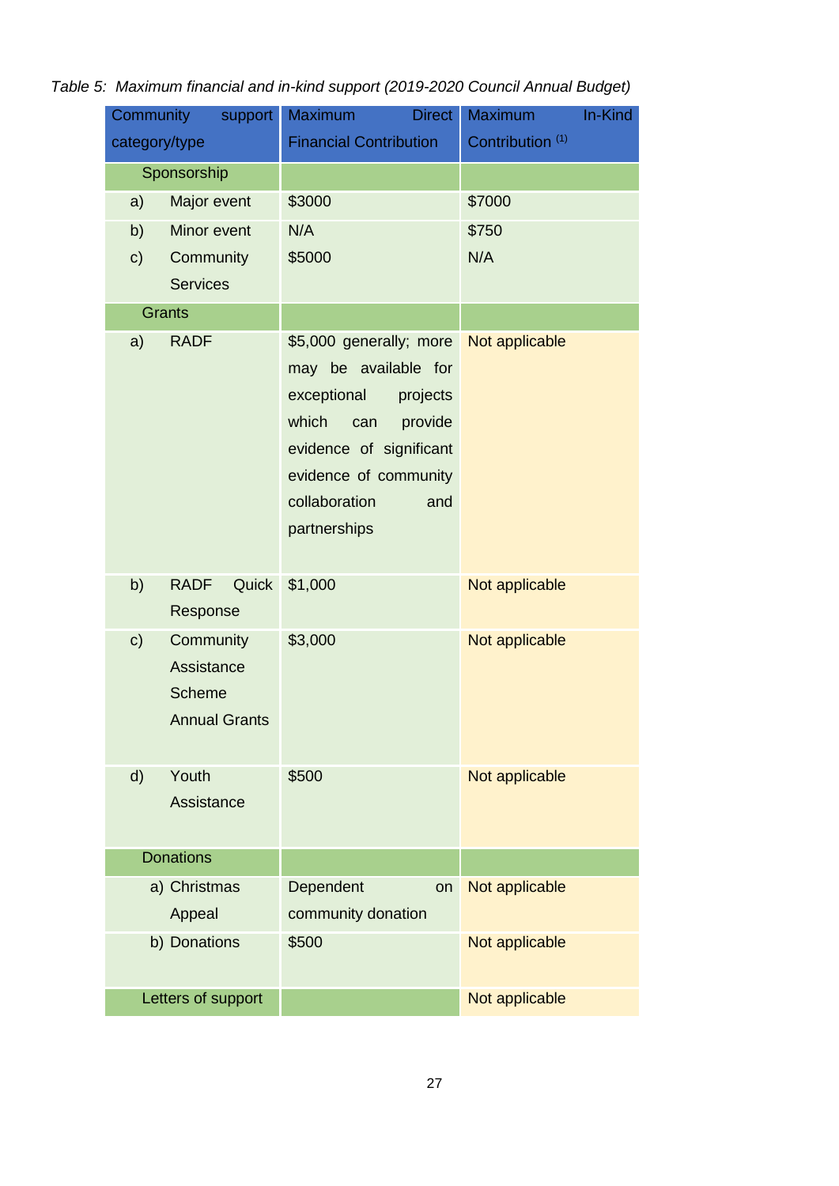*Table 5: Maximum financial and in-kind support (2019-2020 Council Annual Budget)*

| Community support category/type | Maximum Direct Financial Contribution | Maximum In-Kind Contribution [(1)] |
|---|---|---|
| Sponsorship | | |
| a) Major event | $3000 | $7000 |
| b) Minor event | N/A | $750 |
| c) Community Services | $5000 | N/A |
| Grants | | |
| a) RADF | $5,000 generally; more may be available for exceptional projects which can provide evidence of significant evidence of community collaboration and partnerships | Not applicable |
| b) RADF Quick Response | $1,000 | Not applicable |
| c) Community Assistance Scheme Annual Grants | $3,000 | Not applicable |
| d) Youth Assistance | $500 | Not applicable |
| Donations | | |
| a) Christmas Appeal | Dependent on community donation | Not applicable |
| b) Donations | $500 | Not applicable |
| Letters of support | | Not applicable |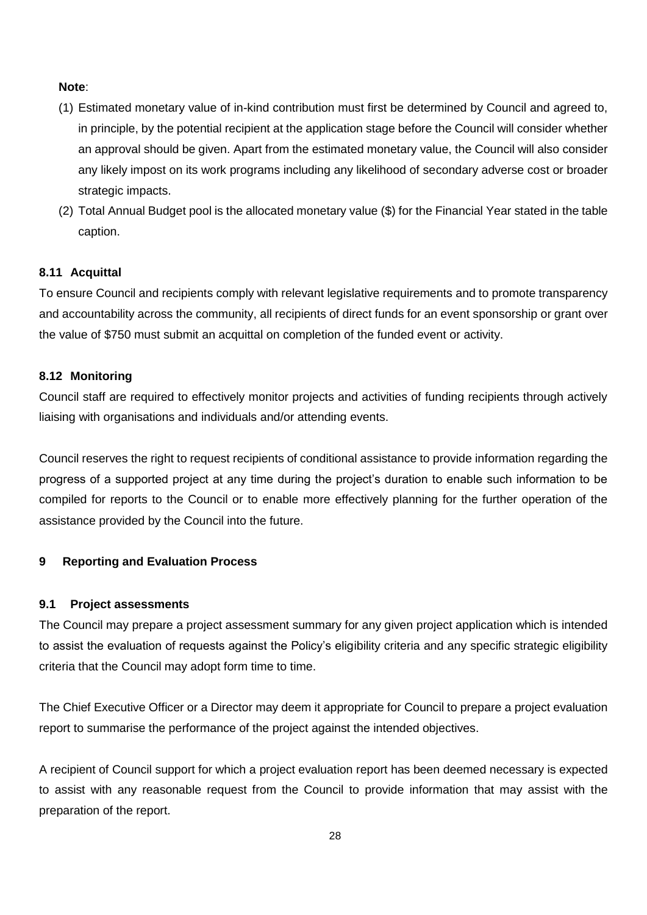**Note**:

(1) Estimated monetary value of in-kind contribution must first be determined by Council and agreed to, in principle, by the potential recipient at the application stage before the Council will consider whether an approval should be given. Apart from the estimated monetary value, the Council will also consider any likely impost on its work programs including any likelihood of secondary adverse cost or broader strategic impacts.

(2) Total Annual Budget pool is the allocated monetary value ($) for the Financial Year stated in the table caption.

### 8.11 Acquittal

To ensure Council and recipients comply with relevant legislative requirements and to promote transparency and accountability across the community, all recipients of direct funds for an event sponsorship or grant over the value of $750 must submit an acquittal on completion of the funded event or activity.

### 8.12 Monitoring

Council staff are required to effectively monitor projects and activities of funding recipients through actively liaising with organisations and individuals and/or attending events.

Council reserves the right to request recipients of conditional assistance to provide information regarding the progress of a supported project at any time during the project's duration to enable such information to be compiled for reports to the Council or to enable more effectively planning for the further operation of the assistance provided by the Council into the future.

## 9 Reporting and Evaluation Process

### 9.1 Project assessments

The Council may prepare a project assessment summary for any given project application which is intended to assist the evaluation of requests against the Policy's eligibility criteria and any specific strategic eligibility criteria that the Council may adopt form time to time.

The Chief Executive Officer or a Director may deem it appropriate for Council to prepare a project evaluation report to summarise the performance of the project against the intended objectives.

A recipient of Council support for which a project evaluation report has been deemed necessary is expected to assist with any reasonable request from the Council to provide information that may assist with the preparation of the report.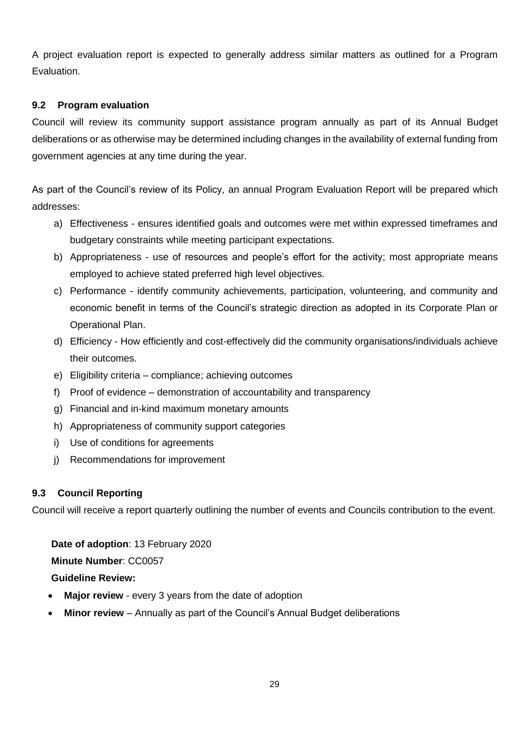A project evaluation report is expected to generally address similar matters as outlined for a Program Evaluation.

### 9.2 Program evaluation

Council will review its community support assistance program annually as part of its Annual Budget deliberations or as otherwise may be determined including changes in the availability of external funding from government agencies at any time during the year.

As part of the Council's review of its Policy, an annual Program Evaluation Report will be prepared which addresses:

a) Effectiveness - ensures identified goals and outcomes were met within expressed timeframes and budgetary constraints while meeting participant expectations.
b) Appropriateness - use of resources and people's effort for the activity; most appropriate means employed to achieve stated preferred high level objectives.
c) Performance - identify community achievements, participation, volunteering, and community and economic benefit in terms of the Council's strategic direction as adopted in its Corporate Plan or Operational Plan.
d) Efficiency - How efficiently and cost-effectively did the community organisations/individuals achieve their outcomes.
e) Eligibility criteria – compliance; achieving outcomes
f) Proof of evidence – demonstration of accountability and transparency
g) Financial and in-kind maximum monetary amounts
h) Appropriateness of community support categories
i) Use of conditions for agreements
j) Recommendations for improvement

### 9.3 Council Reporting

Council will receive a report quarterly outlining the number of events and Councils contribution to the event.

**Date of adoption**: 13 February 2020

**Minute Number**: CC0057

**Guideline Review:**

- **Major review** - every 3 years from the date of adoption
- **Minor review** – Annually as part of the Council's Annual Budget deliberations